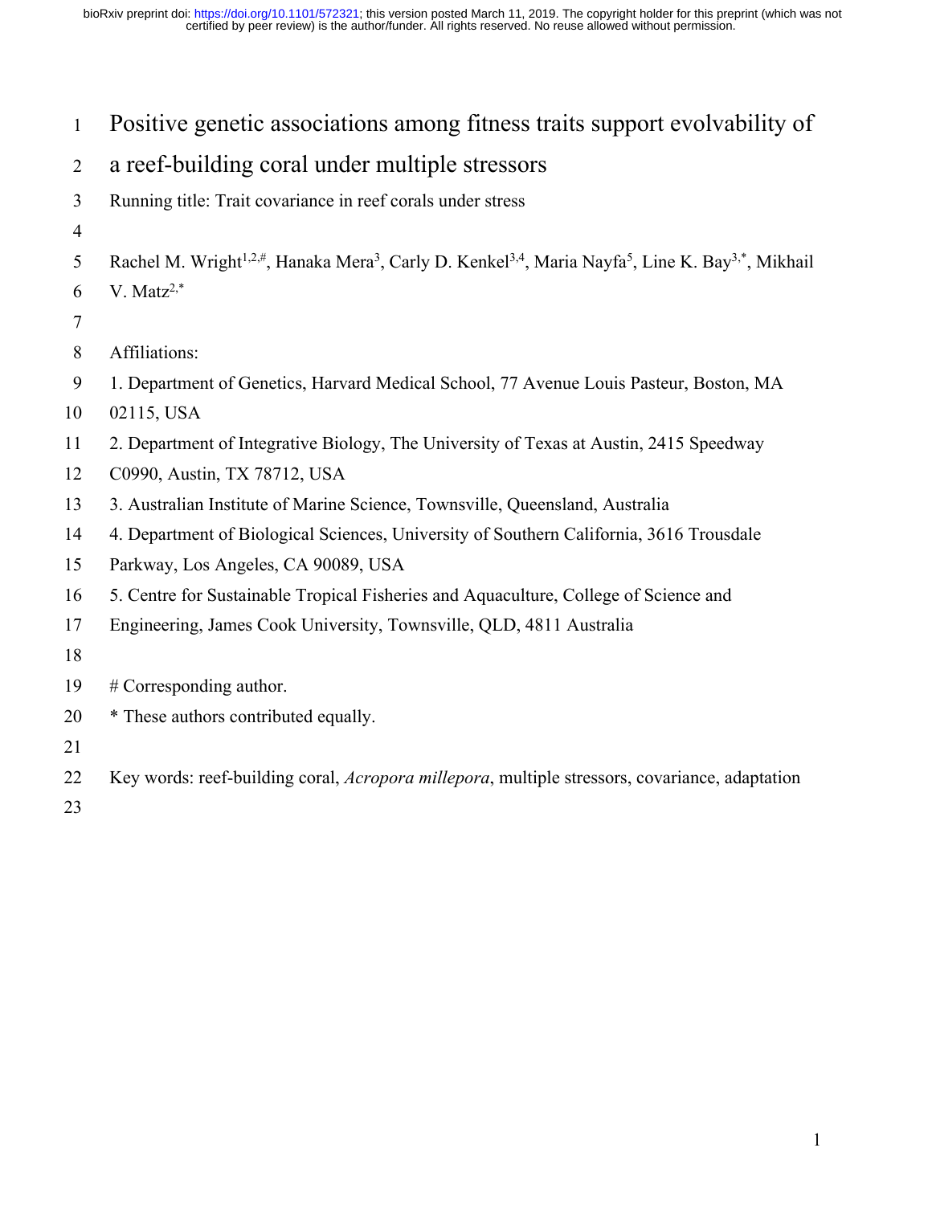# Positive genetic associations among fitness traits support evolvability of a reef-building coral under multiple stressors

Running title: Trait covariance in reef corals under stress

Rachel M. Wright[1,2,#], Hanaka Mera[3], Carly D. Kenkel[3,4], Maria Nayfa[5], Line K. Bay[3,*], Mikhail V. Matz[2,*]

Affiliations:

1. Department of Genetics, Harvard Medical School, 77 Avenue Louis Pasteur, Boston, MA 02115, USA
2. Department of Integrative Biology, The University of Texas at Austin, 2415 Speedway C0990, Austin, TX 78712, USA
3. Australian Institute of Marine Science, Townsville, Queensland, Australia
4. Department of Biological Sciences, University of Southern California, 3616 Trousdale Parkway, Los Angeles, CA 90089, USA
5. Centre for Sustainable Tropical Fisheries and Aquaculture, College of Science and Engineering, James Cook University, Townsville, QLD, 4811 Australia

# Corresponding author.

* These authors contributed equally.

Key words: reef-building coral, *Acropora millepora*, multiple stressors, covariance, adaptation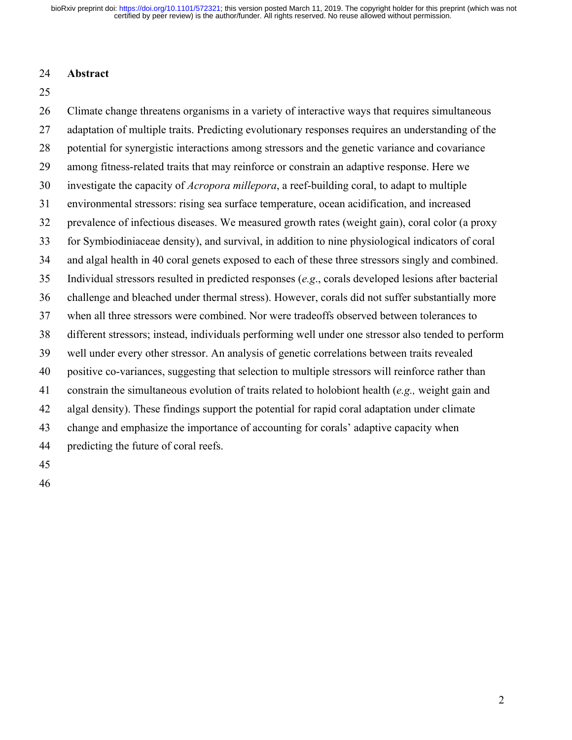## Abstract

Climate change threatens organisms in a variety of interactive ways that requires simultaneous adaptation of multiple traits. Predicting evolutionary responses requires an understanding of the potential for synergistic interactions among stressors and the genetic variance and covariance among fitness-related traits that may reinforce or constrain an adaptive response. Here we investigate the capacity of *Acropora millepora*, a reef-building coral, to adapt to multiple environmental stressors: rising sea surface temperature, ocean acidification, and increased prevalence of infectious diseases. We measured growth rates (weight gain), coral color (a proxy for Symbiodiniaceae density), and survival, in addition to nine physiological indicators of coral and algal health in 40 coral genets exposed to each of these three stressors singly and combined. Individual stressors resulted in predicted responses (*e.g*., corals developed lesions after bacterial challenge and bleached under thermal stress). However, corals did not suffer substantially more when all three stressors were combined. Nor were tradeoffs observed between tolerances to different stressors; instead, individuals performing well under one stressor also tended to perform well under every other stressor. An analysis of genetic correlations between traits revealed positive co-variances, suggesting that selection to multiple stressors will reinforce rather than constrain the simultaneous evolution of traits related to holobiont health (*e.g.,* weight gain and algal density). These findings support the potential for rapid coral adaptation under climate change and emphasize the importance of accounting for corals' adaptive capacity when predicting the future of coral reefs.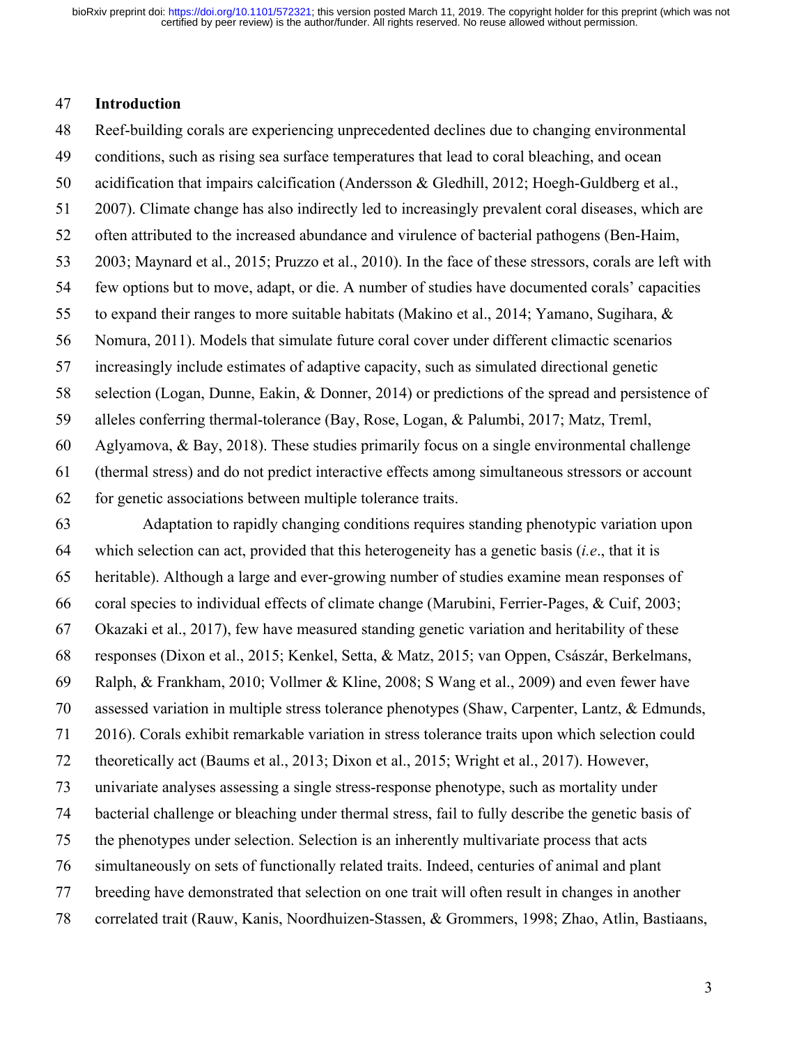## Introduction

Reef-building corals are experiencing unprecedented declines due to changing environmental conditions, such as rising sea surface temperatures that lead to coral bleaching, and ocean acidification that impairs calcification (Andersson & Gledhill, 2012; Hoegh-Guldberg et al., 2007). Climate change has also indirectly led to increasingly prevalent coral diseases, which are often attributed to the increased abundance and virulence of bacterial pathogens (Ben-Haim, 2003; Maynard et al., 2015; Pruzzo et al., 2010). In the face of these stressors, corals are left with few options but to move, adapt, or die. A number of studies have documented corals' capacities to expand their ranges to more suitable habitats (Makino et al., 2014; Yamano, Sugihara, & Nomura, 2011). Models that simulate future coral cover under different climactic scenarios increasingly include estimates of adaptive capacity, such as simulated directional genetic selection (Logan, Dunne, Eakin, & Donner, 2014) or predictions of the spread and persistence of alleles conferring thermal-tolerance (Bay, Rose, Logan, & Palumbi, 2017; Matz, Treml, Aglyamova, & Bay, 2018). These studies primarily focus on a single environmental challenge (thermal stress) and do not predict interactive effects among simultaneous stressors or account for genetic associations between multiple tolerance traits.

Adaptation to rapidly changing conditions requires standing phenotypic variation upon which selection can act, provided that this heterogeneity has a genetic basis (*i.e.*, that it is heritable). Although a large and ever-growing number of studies examine mean responses of coral species to individual effects of climate change (Marubini, Ferrier-Pages, & Cuif, 2003; Okazaki et al., 2017), few have measured standing genetic variation and heritability of these responses (Dixon et al., 2015; Kenkel, Setta, & Matz, 2015; van Oppen, Császár, Berkelmans, Ralph, & Frankham, 2010; Vollmer & Kline, 2008; S Wang et al., 2009) and even fewer have assessed variation in multiple stress tolerance phenotypes (Shaw, Carpenter, Lantz, & Edmunds, 2016). Corals exhibit remarkable variation in stress tolerance traits upon which selection could theoretically act (Baums et al., 2013; Dixon et al., 2015; Wright et al., 2017). However, univariate analyses assessing a single stress-response phenotype, such as mortality under bacterial challenge or bleaching under thermal stress, fail to fully describe the genetic basis of the phenotypes under selection. Selection is an inherently multivariate process that acts simultaneously on sets of functionally related traits. Indeed, centuries of animal and plant breeding have demonstrated that selection on one trait will often result in changes in another correlated trait (Rauw, Kanis, Noordhuizen-Stassen, & Grommers, 1998; Zhao, Atlin, Bastiaans,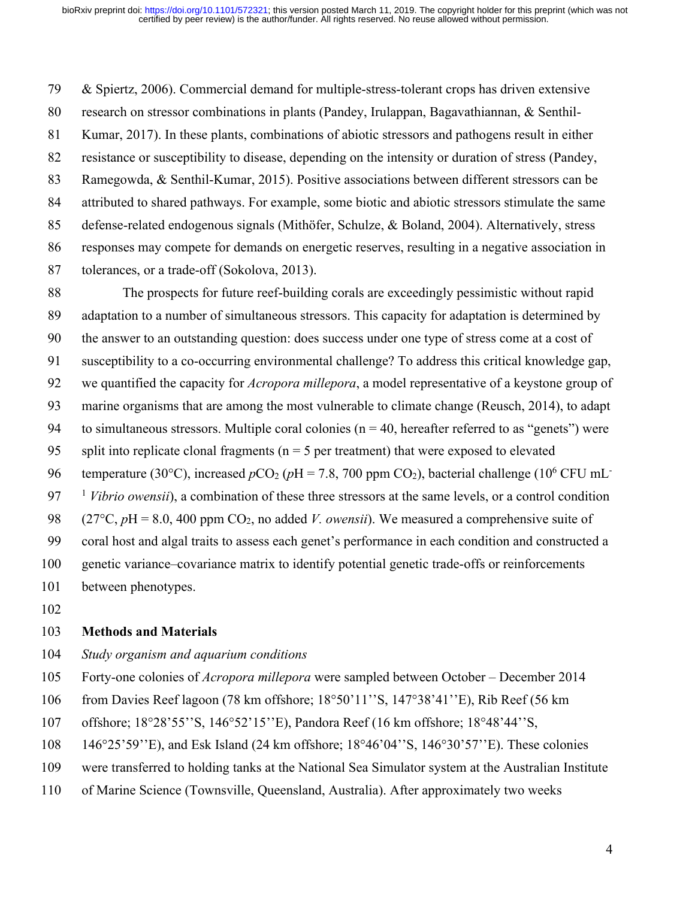& Spiertz, 2006). Commercial demand for multiple-stress-tolerant crops has driven extensive research on stressor combinations in plants (Pandey, Irulappan, Bagavathiannan, & Senthil-Kumar, 2017). In these plants, combinations of abiotic stressors and pathogens result in either resistance or susceptibility to disease, depending on the intensity or duration of stress (Pandey, Ramegowda, & Senthil-Kumar, 2015). Positive associations between different stressors can be attributed to shared pathways. For example, some biotic and abiotic stressors stimulate the same defense-related endogenous signals (Mithöfer, Schulze, & Boland, 2004). Alternatively, stress responses may compete for demands on energetic reserves, resulting in a negative association in tolerances, or a trade-off (Sokolova, 2013).

The prospects for future reef-building corals are exceedingly pessimistic without rapid adaptation to a number of simultaneous stressors. This capacity for adaptation is determined by the answer to an outstanding question: does success under one type of stress come at a cost of susceptibility to a co-occurring environmental challenge? To address this critical knowledge gap, we quantified the capacity for *Acropora millepora*, a model representative of a keystone group of marine organisms that are among the most vulnerable to climate change (Reusch, 2014), to adapt to simultaneous stressors. Multiple coral colonies ($n = 40$, hereafter referred to as "genets") were split into replicate clonal fragments ($n = 5$ per treatment) that were exposed to elevated temperature (30°C), increased $p\text{CO}_2$ ($p\text{H} = 7.8$, 700 ppm $CO_2$), bacterial challenge ($10^6$ CFU $mL^{-1}$ *Vibrio owensii*), a combination of these three stressors at the same levels, or a control condition (27°C, $p\text{H} = 8.0$, 400 ppm $CO_2$, no added *V. owensii*). We measured a comprehensive suite of coral host and algal traits to assess each genet's performance in each condition and constructed a genetic variance–covariance matrix to identify potential genetic trade-offs or reinforcements between phenotypes.

## Methods and Materials

### *Study organism and aquarium conditions*

Forty-one colonies of *Acropora millepora* were sampled between October – December 2014 from Davies Reef lagoon (78 km offshore; 18°50'11''S, 147°38'41''E), Rib Reef (56 km offshore; 18°28'55''S, 146°52'15''E), Pandora Reef (16 km offshore; 18°48'44''S, 146°25'59''E), and Esk Island (24 km offshore; 18°46'04''S, 146°30'57''E). These colonies were transferred to holding tanks at the National Sea Simulator system at the Australian Institute of Marine Science (Townsville, Queensland, Australia). After approximately two weeks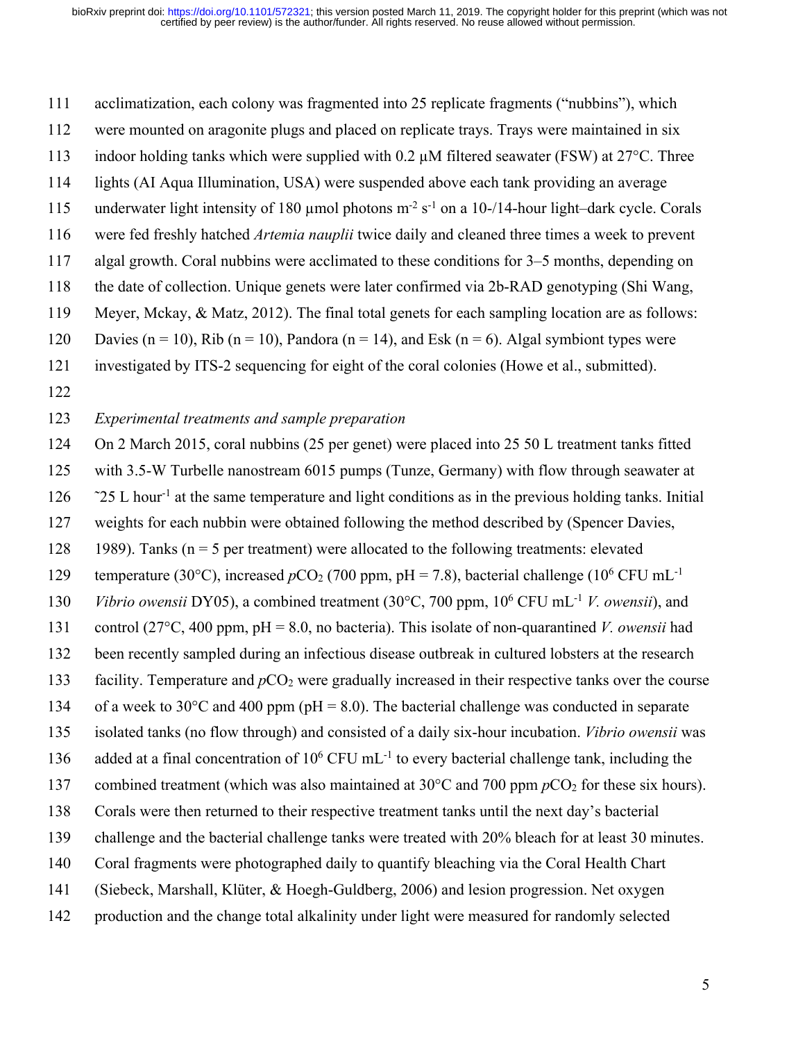acclimatization, each colony was fragmented into 25 replicate fragments ("nubbins"), which were mounted on aragonite plugs and placed on replicate trays. Trays were maintained in six indoor holding tanks which were supplied with 0.2 μM filtered seawater (FSW) at 27°C. Three lights (AI Aqua Illumination, USA) were suspended above each tank providing an average underwater light intensity of 180 μmol photons $m^{-2}$ $s^{-1}$ on a 10-/14-hour light–dark cycle. Corals were fed freshly hatched *Artemia nauplii* twice daily and cleaned three times a week to prevent algal growth. Coral nubbins were acclimated to these conditions for 3–5 months, depending on the date of collection. Unique genets were later confirmed via 2b-RAD genotyping (Shi Wang, Meyer, Mckay, & Matz, 2012). The final total genets for each sampling location are as follows: Davies (n = 10), Rib (n = 10), Pandora (n = 14), and Esk (n = 6). Algal symbiont types were investigated by ITS-2 sequencing for eight of the coral colonies (Howe et al., submitted).

*Experimental treatments and sample preparation*

On 2 March 2015, coral nubbins (25 per genet) were placed into 25 50 L treatment tanks fitted with 3.5-W Turbelle nanostream 6015 pumps (Tunze, Germany) with flow through seawater at ˜25 L $hour^{-1}$ at the same temperature and light conditions as in the previous holding tanks. Initial weights for each nubbin were obtained following the method described by (Spencer Davies, 1989). Tanks (n = 5 per treatment) were allocated to the following treatments: elevated temperature (30°C), increased $pCO_2$ (700 ppm, pH = 7.8), bacterial challenge ($10^6$ CFU $mL^{-1}$ *Vibrio owensii* DY05), a combined treatment (30°C, 700 ppm, $10^6$ CFU $mL^{-1}$ *V. owensii*), and control (27°C, 400 ppm, pH = 8.0, no bacteria). This isolate of non-quarantined *V. owensii* had been recently sampled during an infectious disease outbreak in cultured lobsters at the research facility. Temperature and $pCO_2$ were gradually increased in their respective tanks over the course of a week to 30°C and 400 ppm (pH = 8.0). The bacterial challenge was conducted in separate isolated tanks (no flow through) and consisted of a daily six-hour incubation. *Vibrio owensii* was added at a final concentration of $10^6$ CFU $mL^{-1}$ to every bacterial challenge tank, including the combined treatment (which was also maintained at 30°C and 700 ppm $pCO_2$ for these six hours). Corals were then returned to their respective treatment tanks until the next day's bacterial challenge and the bacterial challenge tanks were treated with 20% bleach for at least 30 minutes. Coral fragments were photographed daily to quantify bleaching via the Coral Health Chart (Siebeck, Marshall, Klüter, & Hoegh-Guldberg, 2006) and lesion progression. Net oxygen production and the change total alkalinity under light were measured for randomly selected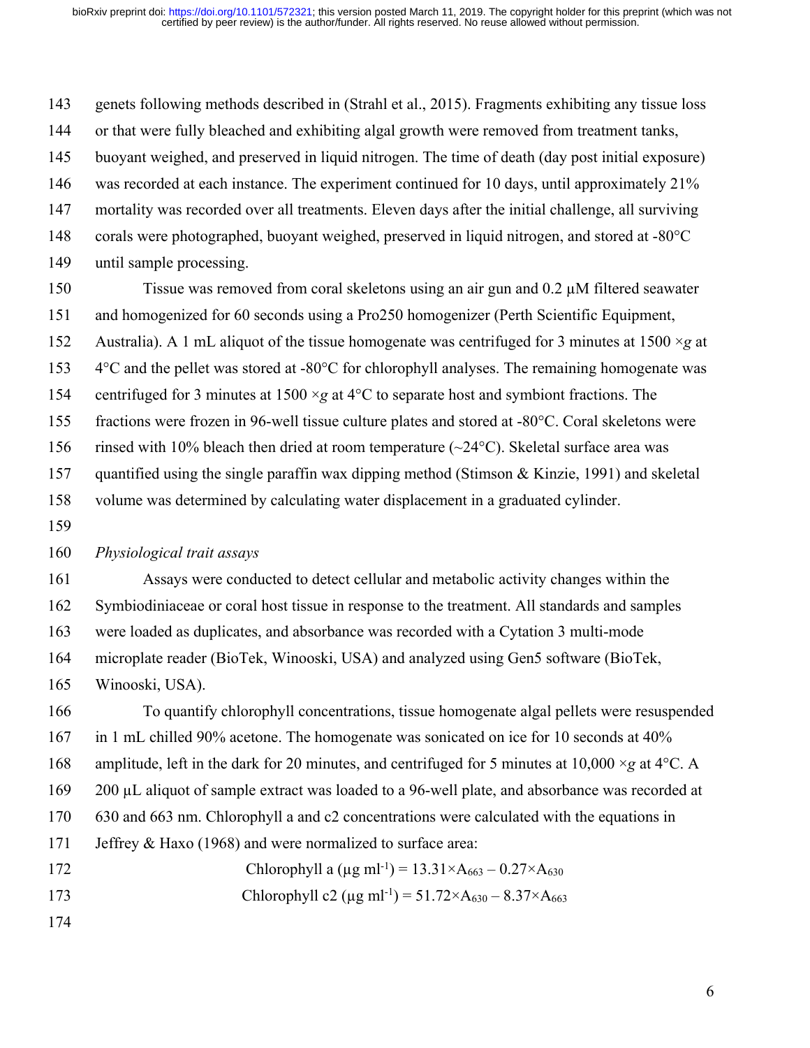genets following methods described in (Strahl et al., 2015). Fragments exhibiting any tissue loss or that were fully bleached and exhibiting algal growth were removed from treatment tanks, buoyant weighed, and preserved in liquid nitrogen. The time of death (day post initial exposure) was recorded at each instance. The experiment continued for 10 days, until approximately 21% mortality was recorded over all treatments. Eleven days after the initial challenge, all surviving corals were photographed, buoyant weighed, preserved in liquid nitrogen, and stored at -80°C until sample processing.

Tissue was removed from coral skeletons using an air gun and 0.2 μM filtered seawater and homogenized for 60 seconds using a Pro250 homogenizer (Perth Scientific Equipment, Australia). A 1 mL aliquot of the tissue homogenate was centrifuged for 3 minutes at 1500 ×*g* at 4°C and the pellet was stored at -80°C for chlorophyll analyses. The remaining homogenate was centrifuged for 3 minutes at 1500 ×*g* at 4°C to separate host and symbiont fractions. The fractions were frozen in 96-well tissue culture plates and stored at -80°C. Coral skeletons were rinsed with 10% bleach then dried at room temperature (~24°C). Skeletal surface area was quantified using the single paraffin wax dipping method (Stimson & Kinzie, 1991) and skeletal volume was determined by calculating water displacement in a graduated cylinder.

*Physiological trait assays*

Assays were conducted to detect cellular and metabolic activity changes within the Symbiodiniaceae or coral host tissue in response to the treatment. All standards and samples were loaded as duplicates, and absorbance was recorded with a Cytation 3 multi-mode microplate reader (BioTek, Winooski, USA) and analyzed using Gen5 software (BioTek, Winooski, USA).

To quantify chlorophyll concentrations, tissue homogenate algal pellets were resuspended in 1 mL chilled 90% acetone. The homogenate was sonicated on ice for 10 seconds at 40% amplitude, left in the dark for 20 minutes, and centrifuged for 5 minutes at 10,000 ×*g* at 4°C. A 200 μL aliquot of sample extract was loaded to a 96-well plate, and absorbance was recorded at 630 and 663 nm. Chlorophyll a and c2 concentrations were calculated with the equations in Jeffrey & Haxo (1968) and were normalized to surface area:

$$\text{Chlorophyll a } (\mu\text{g ml}^{-1}) = 13.31 \times A_{663} - 0.27 \times A_{630}$$

$$\text{Chlorophyll c2 } (\mu\text{g ml}^{-1}) = 51.72 \times A_{630} - 8.37 \times A_{663}$$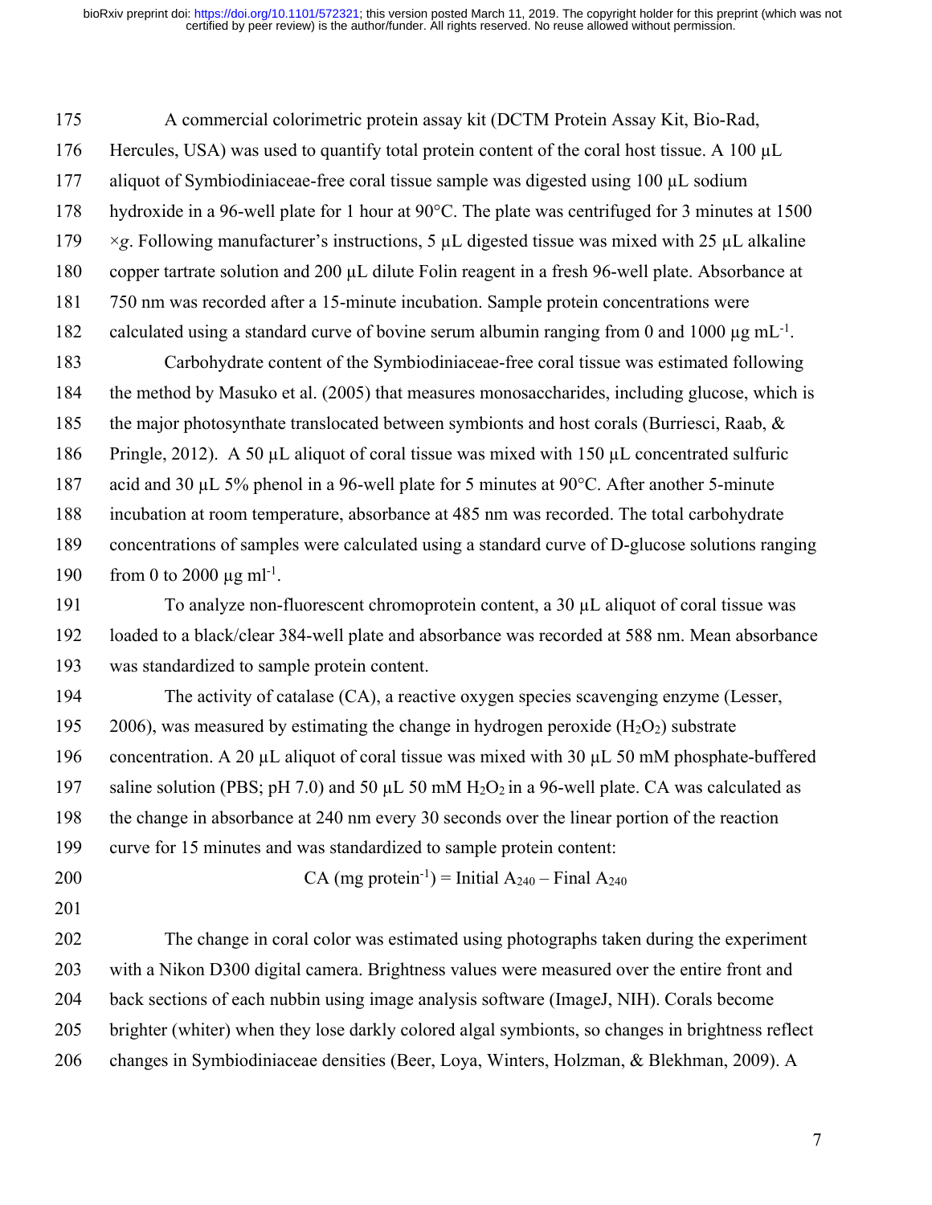A commercial colorimetric protein assay kit (DCTM Protein Assay Kit, Bio-Rad, Hercules, USA) was used to quantify total protein content of the coral host tissue. A 100 µL aliquot of Symbiodiniaceae-free coral tissue sample was digested using 100 µL sodium hydroxide in a 96-well plate for 1 hour at 90°C. The plate was centrifuged for 3 minutes at 1500 ×*g*. Following manufacturer's instructions, 5 µL digested tissue was mixed with 25 µL alkaline copper tartrate solution and 200 µL dilute Folin reagent in a fresh 96-well plate. Absorbance at 750 nm was recorded after a 15-minute incubation. Sample protein concentrations were calculated using a standard curve of bovine serum albumin ranging from 0 and 1000 µg $mL^{-1}$.

Carbohydrate content of the Symbiodiniaceae-free coral tissue was estimated following the method by Masuko et al. (2005) that measures monosaccharides, including glucose, which is the major photosynthate translocated between symbionts and host corals (Burriesci, Raab, & Pringle, 2012). A 50 µL aliquot of coral tissue was mixed with 150 µL concentrated sulfuric acid and 30 µL 5% phenol in a 96-well plate for 5 minutes at 90°C. After another 5-minute incubation at room temperature, absorbance at 485 nm was recorded. The total carbohydrate concentrations of samples were calculated using a standard curve of D-glucose solutions ranging from 0 to 2000 µg $ml^{-1}$.

To analyze non-fluorescent chromoprotein content, a 30 µL aliquot of coral tissue was loaded to a black/clear 384-well plate and absorbance was recorded at 588 nm. Mean absorbance was standardized to sample protein content.

The activity of catalase (CA), a reactive oxygen species scavenging enzyme (Lesser, 2006), was measured by estimating the change in hydrogen peroxide ($H_2O_2$) substrate concentration. A 20 µL aliquot of coral tissue was mixed with 30 µL 50 mM phosphate-buffered saline solution (PBS; pH 7.0) and 50 µL 50 mM $H_2O_2$ in a 96-well plate. CA was calculated as the change in absorbance at 240 nm every 30 seconds over the linear portion of the reaction curve for 15 minutes and was standardized to sample protein content:

$$\text{CA (mg protein}^{-1}) = \text{Initial } A_{240} - \text{Final } A_{240}$$

The change in coral color was estimated using photographs taken during the experiment with a Nikon D300 digital camera. Brightness values were measured over the entire front and back sections of each nubbin using image analysis software (ImageJ, NIH). Corals become brighter (whiter) when they lose darkly colored algal symbionts, so changes in brightness reflect changes in Symbiodiniaceae densities (Beer, Loya, Winters, Holzman, & Blekhman, 2009). A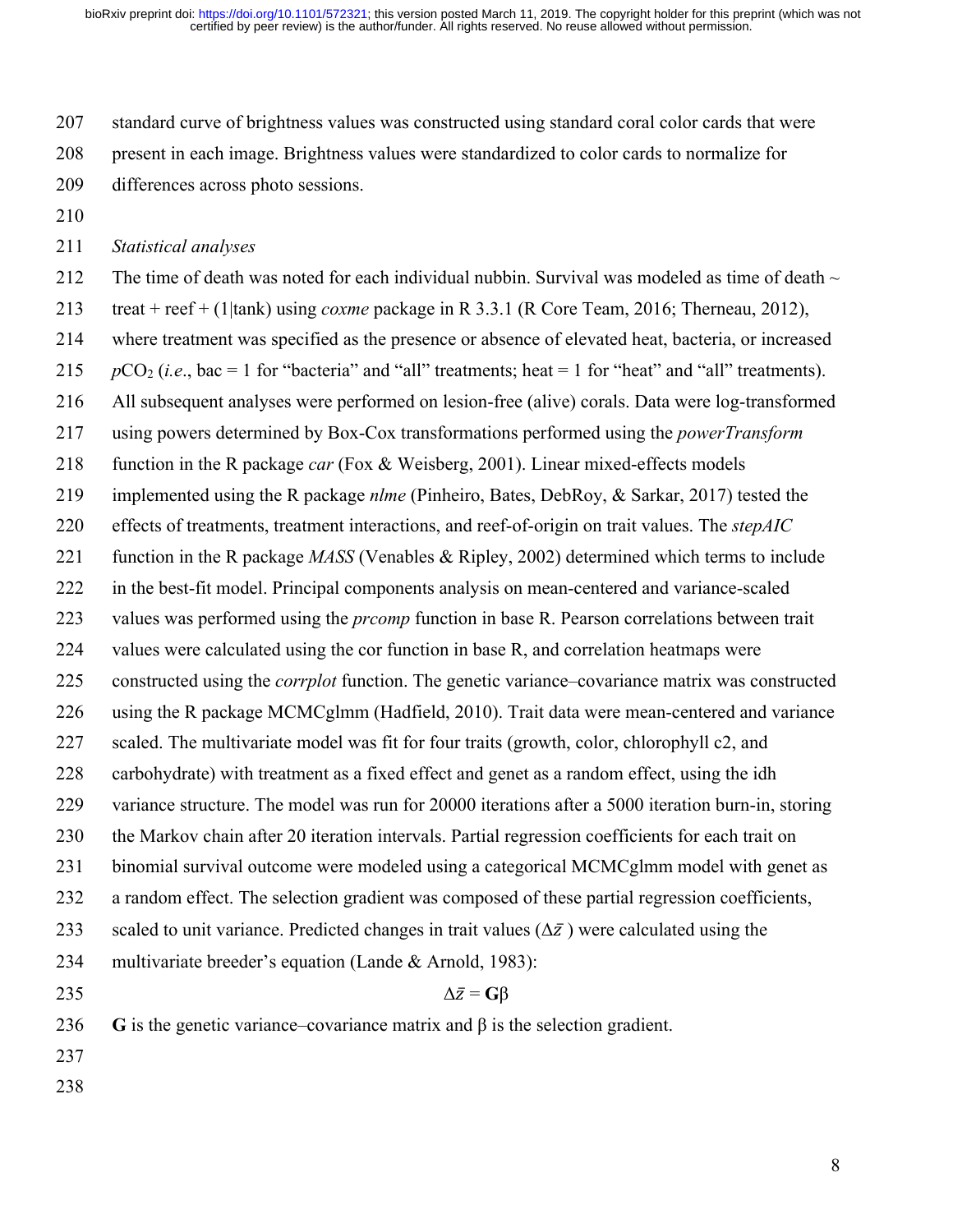standard curve of brightness values was constructed using standard coral color cards that were present in each image. Brightness values were standardized to color cards to normalize for differences across photo sessions.

*Statistical analyses*

The time of death was noted for each individual nubbin. Survival was modeled as time of death ~ treat + reef + (1|tank) using *coxme* package in R 3.3.1 (R Core Team, 2016; Therneau, 2012), where treatment was specified as the presence or absence of elevated heat, bacteria, or increased $p\mathrm{CO_2}$ (*i.e*., bac = 1 for "bacteria" and "all" treatments; heat = 1 for "heat" and "all" treatments). All subsequent analyses were performed on lesion-free (alive) corals. Data were log-transformed using powers determined by Box-Cox transformations performed using the *powerTransform* function in the R package *car* (Fox & Weisberg, 2001). Linear mixed-effects models implemented using the R package *nlme* (Pinheiro, Bates, DebRoy, & Sarkar, 2017) tested the effects of treatments, treatment interactions, and reef-of-origin on trait values. The *stepAIC* function in the R package *MASS* (Venables & Ripley, 2002) determined which terms to include in the best-fit model. Principal components analysis on mean-centered and variance-scaled values was performed using the *prcomp* function in base R. Pearson correlations between trait values were calculated using the cor function in base R, and correlation heatmaps were constructed using the *corrplot* function. The genetic variance–covariance matrix was constructed using the R package MCMCglmm (Hadfield, 2010). Trait data were mean-centered and variance scaled. The multivariate model was fit for four traits (growth, color, chlorophyll c2, and carbohydrate) with treatment as a fixed effect and genet as a random effect, using the idh variance structure. The model was run for 20000 iterations after a 5000 iteration burn-in, storing the Markov chain after 20 iteration intervals. Partial regression coefficients for each trait on binomial survival outcome were modeled using a categorical MCMCglmm model with genet as a random effect. The selection gradient was composed of these partial regression coefficients, scaled to unit variance. Predicted changes in trait values ($\Delta\bar{z}$) were calculated using the multivariate breeder's equation (Lande & Arnold, 1983):

$$\Delta\bar{z} = \mathbf{G}\beta$$

$\mathbf{G}$ is the genetic variance–covariance matrix and $\beta$ is the selection gradient.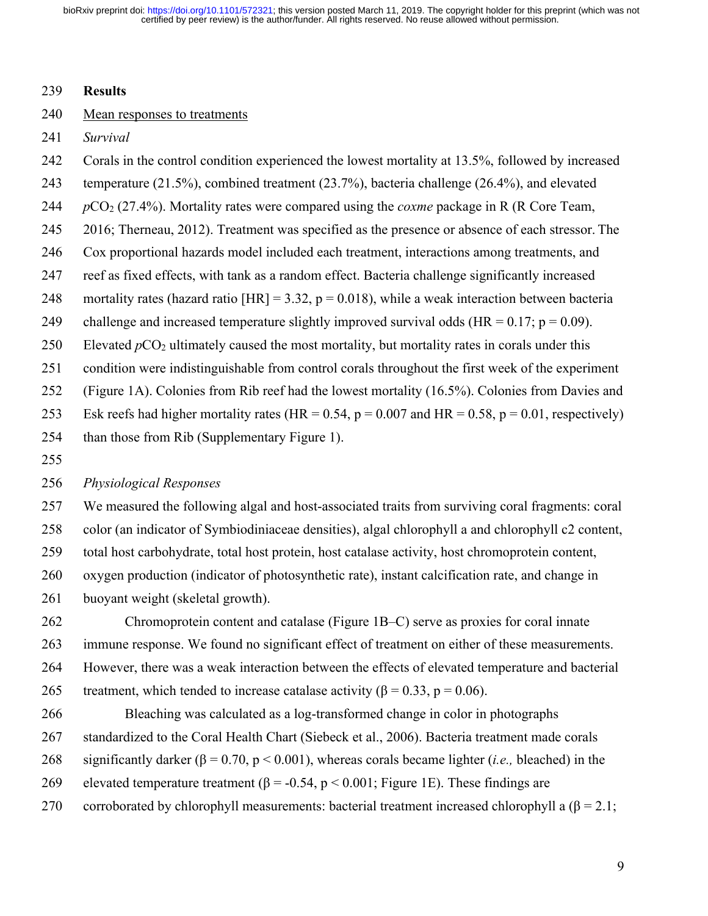**Results**

Mean responses to treatments

*Survival*

Corals in the control condition experienced the lowest mortality at 13.5%, followed by increased temperature (21.5%), combined treatment (23.7%), bacteria challenge (26.4%), and elevated $pCO_2$ (27.4%). Mortality rates were compared using the *coxme* package in R (R Core Team, 2016; Therneau, 2012). Treatment was specified as the presence or absence of each stressor. The Cox proportional hazards model included each treatment, interactions among treatments, and reef as fixed effects, with tank as a random effect. Bacteria challenge significantly increased mortality rates (hazard ratio [HR] = 3.32, $p = 0.018$), while a weak interaction between bacteria challenge and increased temperature slightly improved survival odds (HR = 0.17; $p = 0.09$). Elevated $pCO_2$ ultimately caused the most mortality, but mortality rates in corals under this condition were indistinguishable from control corals throughout the first week of the experiment (Figure 1A). Colonies from Rib reef had the lowest mortality (16.5%). Colonies from Davies and Esk reefs had higher mortality rates (HR = 0.54, $p = 0.007$ and HR = 0.58, $p = 0.01$, respectively) than those from Rib (Supplementary Figure 1).

*Physiological Responses*

We measured the following algal and host-associated traits from surviving coral fragments: coral color (an indicator of Symbiodiniaceae densities), algal chlorophyll a and chlorophyll c2 content, total host carbohydrate, total host protein, host catalase activity, host chromoprotein content, oxygen production (indicator of photosynthetic rate), instant calcification rate, and change in buoyant weight (skeletal growth).

Chromoprotein content and catalase (Figure 1B–C) serve as proxies for coral innate immune response. We found no significant effect of treatment on either of these measurements. However, there was a weak interaction between the effects of elevated temperature and bacterial treatment, which tended to increase catalase activity ($\beta = 0.33$, $p = 0.06$).

Bleaching was calculated as a log-transformed change in color in photographs standardized to the Coral Health Chart (Siebeck et al., 2006). Bacteria treatment made corals significantly darker ($\beta = 0.70$, $p < 0.001$), whereas corals became lighter (*i.e.,* bleached) in the elevated temperature treatment ($\beta = -0.54$, $p < 0.001$; Figure 1E). These findings are corroborated by chlorophyll measurements: bacterial treatment increased chlorophyll a ($\beta = 2.1$;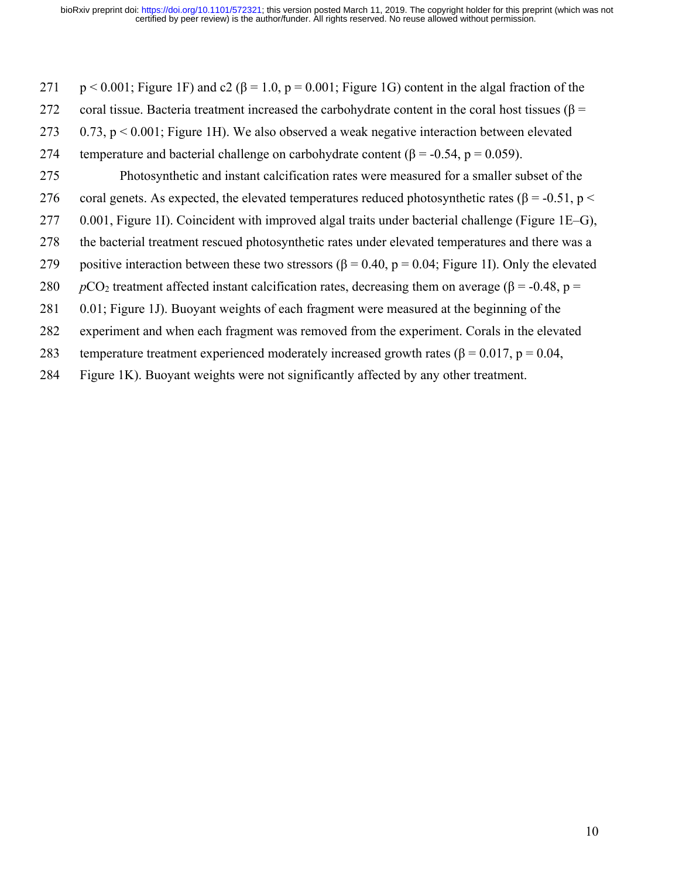$p < 0.001$; Figure 1F) and c2 ($\beta = 1.0$, $p = 0.001$; Figure 1G) content in the algal fraction of the coral tissue. Bacteria treatment increased the carbohydrate content in the coral host tissues ($\beta = 0.73$, $p < 0.001$; Figure 1H). We also observed a weak negative interaction between elevated temperature and bacterial challenge on carbohydrate content ($\beta = -0.54$, $p = 0.059$).

Photosynthetic and instant calcification rates were measured for a smaller subset of the coral genets. As expected, the elevated temperatures reduced photosynthetic rates ($\beta = -0.51$, $p < 0.001$, Figure 1I). Coincident with improved algal traits under bacterial challenge (Figure 1E–G), the bacterial treatment rescued photosynthetic rates under elevated temperatures and there was a positive interaction between these two stressors ($\beta = 0.40$, $p = 0.04$; Figure 1I). Only the elevated $pCO_2$ treatment affected instant calcification rates, decreasing them on average ($\beta = -0.48$, $p = 0.01$; Figure 1J). Buoyant weights of each fragment were measured at the beginning of the experiment and when each fragment was removed from the experiment. Corals in the elevated temperature treatment experienced moderately increased growth rates ($\beta = 0.017$, $p = 0.04$, Figure 1K). Buoyant weights were not significantly affected by any other treatment.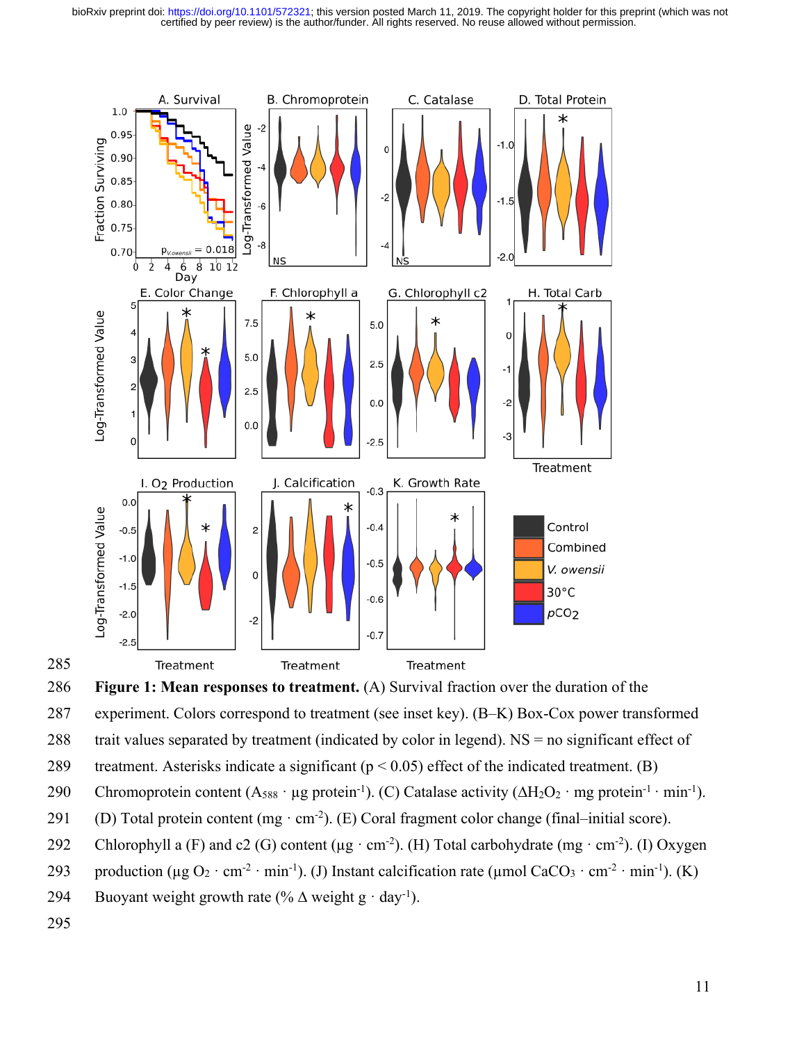**Figure 1: Mean responses to treatment.** (A) Survival fraction over the duration of the experiment. Colors correspond to treatment (see inset key). (B–K) Box-Cox power transformed trait values separated by treatment (indicated by color in legend). NS = no significant effect of treatment. Asterisks indicate a significant ($p < 0.05$) effect of the indicated treatment. (B) Chromoprotein content ($A_{588} \cdot \mu g$ protein$^{-1}$). (C) Catalase activity ($\Delta H_2O_2 \cdot$ mg protein$^{-1} \cdot$ min$^{-1}$). (D) Total protein content (mg $\cdot$ cm$^{-2}$). (E) Coral fragment color change (final–initial score). Chlorophyll a (F) and c2 (G) content ($\mu g \cdot$ cm$^{-2}$). (H) Total carbohydrate (mg $\cdot$ cm$^{-2}$). (I) Oxygen production ($\mu g$ $O_2 \cdot$ cm$^{-2} \cdot$ min$^{-1}$). (J) Instant calcification rate ($\mu$mol $CaCO_3 \cdot$ cm$^{-2} \cdot$ min$^{-1}$). (K) Buoyant weight growth rate (% $\Delta$ weight g $\cdot$ day$^{-1}$).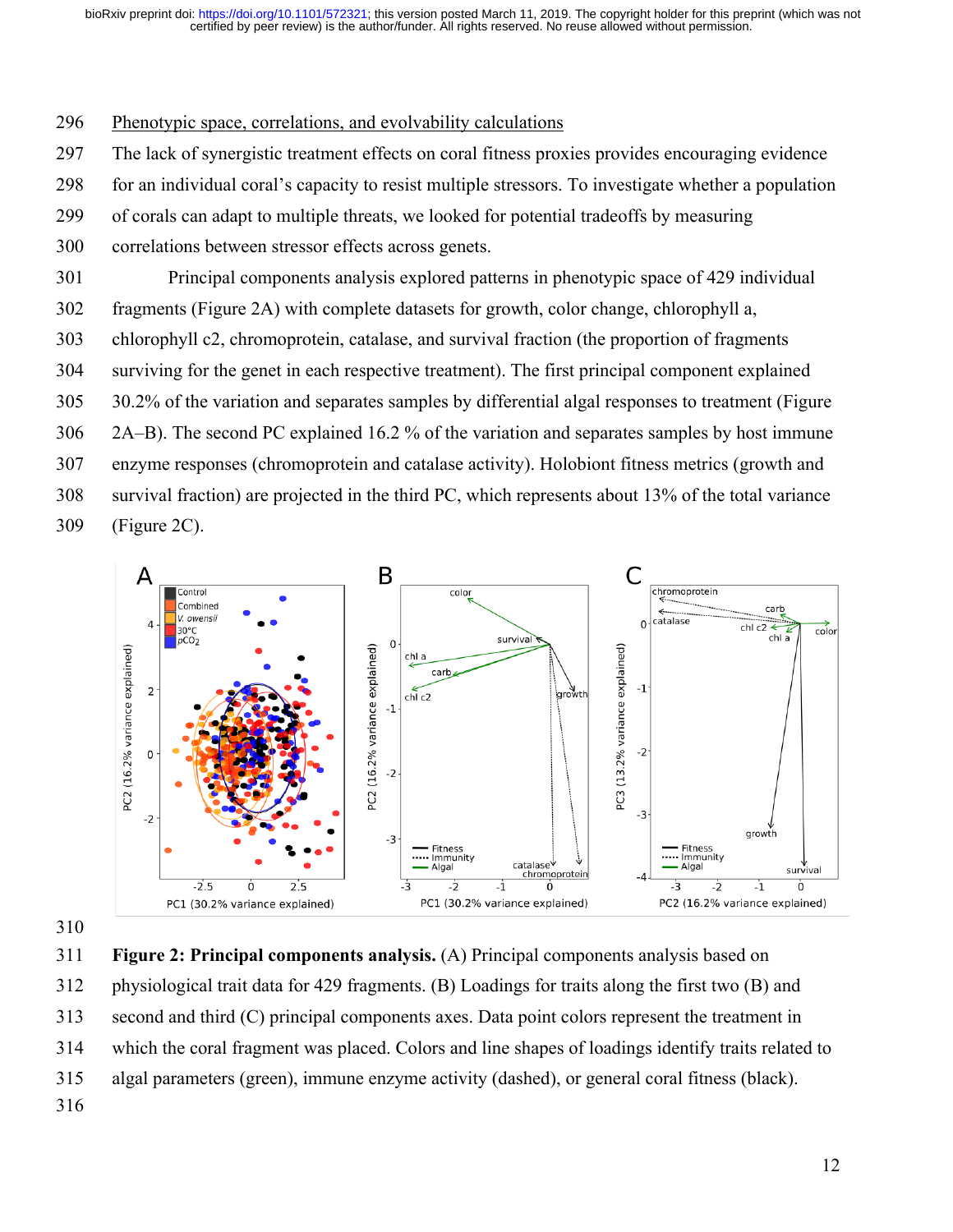Phenotypic space, correlations, and evolvability calculations

The lack of synergistic treatment effects on coral fitness proxies provides encouraging evidence for an individual coral's capacity to resist multiple stressors. To investigate whether a population of corals can adapt to multiple threats, we looked for potential tradeoffs by measuring correlations between stressor effects across genets.

Principal components analysis explored patterns in phenotypic space of 429 individual fragments (Figure 2A) with complete datasets for growth, color change, chlorophyll a, chlorophyll c2, chromoprotein, catalase, and survival fraction (the proportion of fragments surviving for the genet in each respective treatment). The first principal component explained 30.2% of the variation and separates samples by differential algal responses to treatment (Figure 2A–B). The second PC explained 16.2 % of the variation and separates samples by host immune enzyme responses (chromoprotein and catalase activity). Holobiont fitness metrics (growth and survival fraction) are projected in the third PC, which represents about 13% of the total variance (Figure 2C).

**Figure 2: Principal components analysis.** (A) Principal components analysis based on physiological trait data for 429 fragments. (B) Loadings for traits along the first two (B) and second and third (C) principal components axes. Data point colors represent the treatment in which the coral fragment was placed. Colors and line shapes of loadings identify traits related to algal parameters (green), immune enzyme activity (dashed), or general coral fitness (black).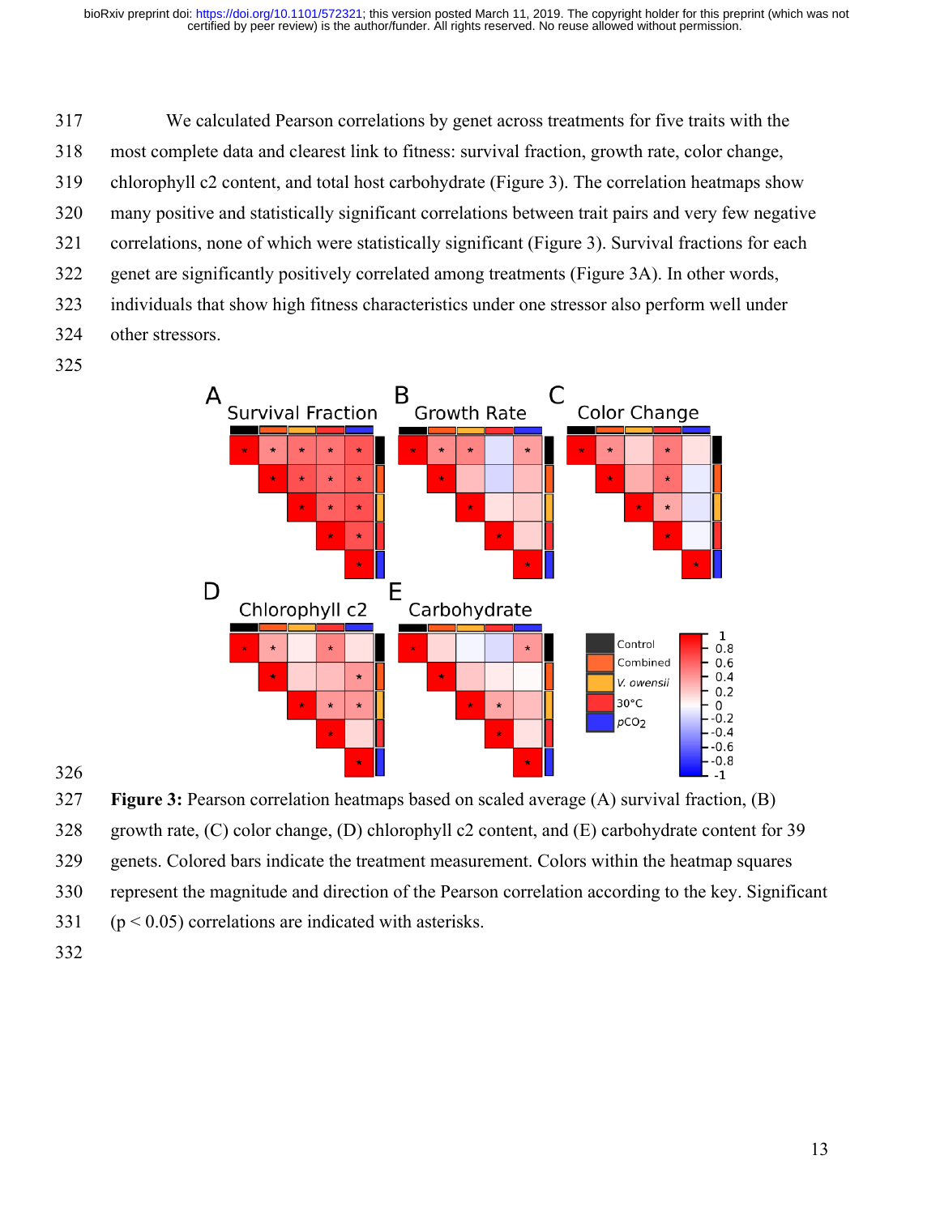We calculated Pearson correlations by genet across treatments for five traits with the most complete data and clearest link to fitness: survival fraction, growth rate, color change, chlorophyll c2 content, and total host carbohydrate (Figure 3). The correlation heatmaps show many positive and statistically significant correlations between trait pairs and very few negative correlations, none of which were statistically significant (Figure 3). Survival fractions for each genet are significantly positively correlated among treatments (Figure 3A). In other words, individuals that show high fitness characteristics under one stressor also perform well under other stressors.

**Figure 3:** Pearson correlation heatmaps based on scaled average (A) survival fraction, (B) growth rate, (C) color change, (D) chlorophyll c2 content, and (E) carbohydrate content for 39 genets. Colored bars indicate the treatment measurement. Colors within the heatmap squares represent the magnitude and direction of the Pearson correlation according to the key. Significant ($p < 0.05$) correlations are indicated with asterisks.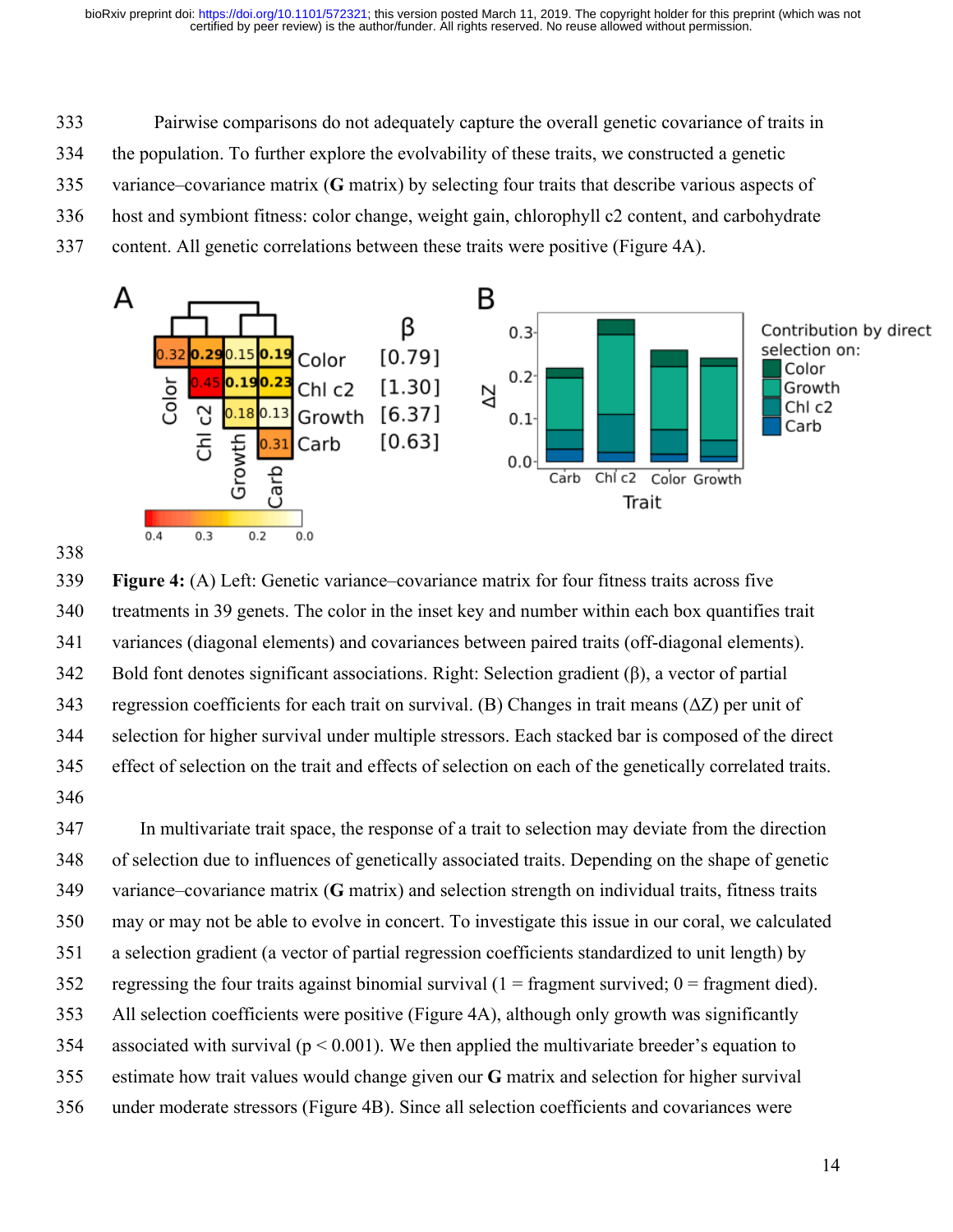Pairwise comparisons do not adequately capture the overall genetic covariance of traits in the population. To further explore the evolvability of these traits, we constructed a genetic variance–covariance matrix (**G** matrix) by selecting four traits that describe various aspects of host and symbiont fitness: color change, weight gain, chlorophyll c2 content, and carbohydrate content. All genetic correlations between these traits were positive (Figure 4A).

**Figure 4:** (A) Left: Genetic variance–covariance matrix for four fitness traits across five treatments in 39 genets. The color in the inset key and number within each box quantifies trait variances (diagonal elements) and covariances between paired traits (off-diagonal elements). Bold font denotes significant associations. Right: Selection gradient (β), a vector of partial regression coefficients for each trait on survival. (B) Changes in trait means (ΔZ) per unit of selection for higher survival under multiple stressors. Each stacked bar is composed of the direct effect of selection on the trait and effects of selection on each of the genetically correlated traits.

In multivariate trait space, the response of a trait to selection may deviate from the direction of selection due to influences of genetically associated traits. Depending on the shape of genetic variance–covariance matrix (**G** matrix) and selection strength on individual traits, fitness traits may or may not be able to evolve in concert. To investigate this issue in our coral, we calculated a selection gradient (a vector of partial regression coefficients standardized to unit length) by regressing the four traits against binomial survival (1 = fragment survived; 0 = fragment died). All selection coefficients were positive (Figure 4A), although only growth was significantly associated with survival ($p < 0.001$). We then applied the multivariate breeder's equation to estimate how trait values would change given our **G** matrix and selection for higher survival under moderate stressors (Figure 4B). Since all selection coefficients and covariances were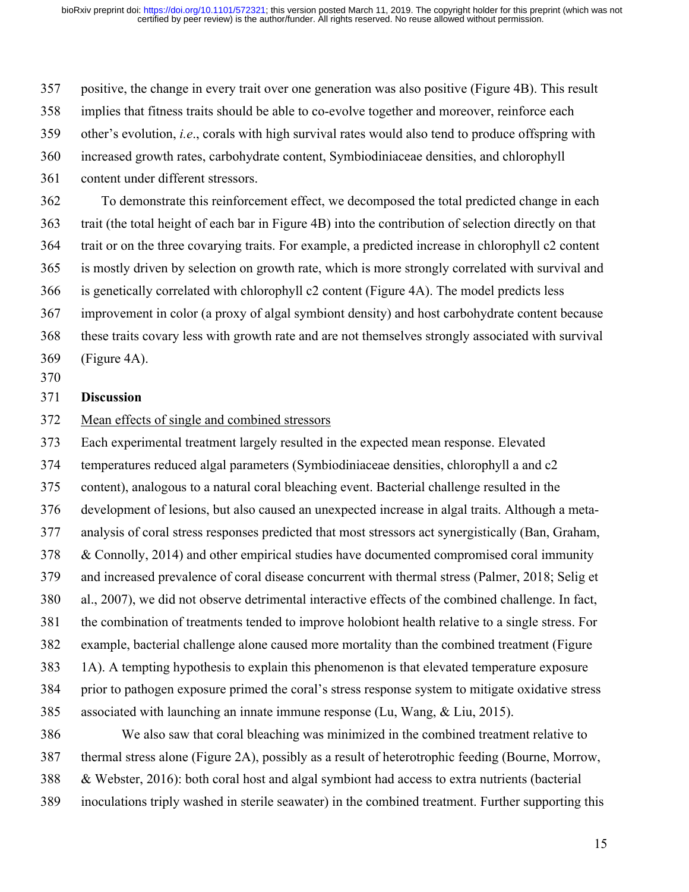positive, the change in every trait over one generation was also positive (Figure 4B). This result implies that fitness traits should be able to co-evolve together and moreover, reinforce each other's evolution, *i.e*., corals with high survival rates would also tend to produce offspring with increased growth rates, carbohydrate content, Symbiodiniaceae densities, and chlorophyll content under different stressors.

To demonstrate this reinforcement effect, we decomposed the total predicted change in each trait (the total height of each bar in Figure 4B) into the contribution of selection directly on that trait or on the three covarying traits. For example, a predicted increase in chlorophyll c2 content is mostly driven by selection on growth rate, which is more strongly correlated with survival and is genetically correlated with chlorophyll c2 content (Figure 4A). The model predicts less improvement in color (a proxy of algal symbiont density) and host carbohydrate content because these traits covary less with growth rate and are not themselves strongly associated with survival (Figure 4A).

## Discussion

### Mean effects of single and combined stressors

Each experimental treatment largely resulted in the expected mean response. Elevated temperatures reduced algal parameters (Symbiodiniaceae densities, chlorophyll a and c2 content), analogous to a natural coral bleaching event. Bacterial challenge resulted in the development of lesions, but also caused an unexpected increase in algal traits. Although a meta-analysis of coral stress responses predicted that most stressors act synergistically (Ban, Graham, & Connolly, 2014) and other empirical studies have documented compromised coral immunity and increased prevalence of coral disease concurrent with thermal stress (Palmer, 2018; Selig et al., 2007), we did not observe detrimental interactive effects of the combined challenge. In fact, the combination of treatments tended to improve holobiont health relative to a single stress. For example, bacterial challenge alone caused more mortality than the combined treatment (Figure 1A). A tempting hypothesis to explain this phenomenon is that elevated temperature exposure prior to pathogen exposure primed the coral's stress response system to mitigate oxidative stress associated with launching an innate immune response (Lu, Wang, & Liu, 2015).

We also saw that coral bleaching was minimized in the combined treatment relative to thermal stress alone (Figure 2A), possibly as a result of heterotrophic feeding (Bourne, Morrow, & Webster, 2016): both coral host and algal symbiont had access to extra nutrients (bacterial inoculations triply washed in sterile seawater) in the combined treatment. Further supporting this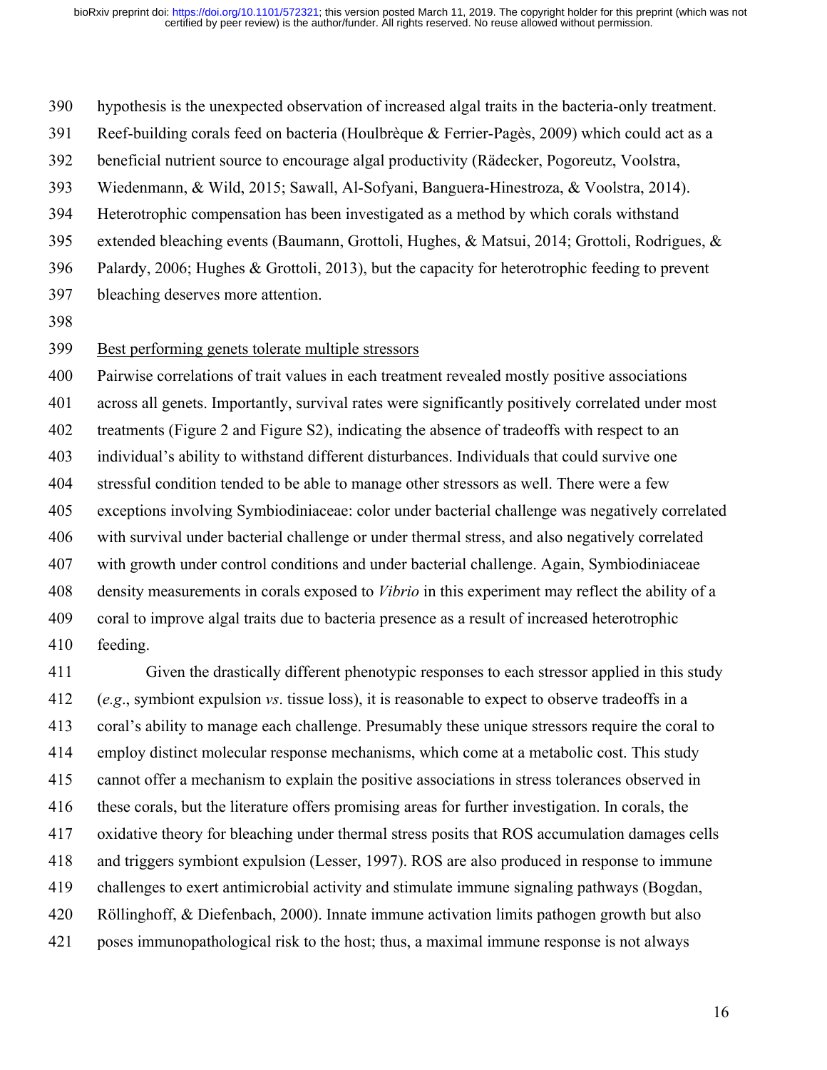hypothesis is the unexpected observation of increased algal traits in the bacteria-only treatment. Reef-building corals feed on bacteria (Houlbrèque & Ferrier-Pagès, 2009) which could act as a beneficial nutrient source to encourage algal productivity (Rädecker, Pogoreutz, Voolstra, Wiedenmann, & Wild, 2015; Sawall, Al-Sofyani, Banguera-Hinestroza, & Voolstra, 2014). Heterotrophic compensation has been investigated as a method by which corals withstand extended bleaching events (Baumann, Grottoli, Hughes, & Matsui, 2014; Grottoli, Rodrigues, & Palardy, 2006; Hughes & Grottoli, 2013), but the capacity for heterotrophic feeding to prevent bleaching deserves more attention.

Best performing genets tolerate multiple stressors

Pairwise correlations of trait values in each treatment revealed mostly positive associations across all genets. Importantly, survival rates were significantly positively correlated under most treatments (Figure 2 and Figure S2), indicating the absence of tradeoffs with respect to an individual's ability to withstand different disturbances. Individuals that could survive one stressful condition tended to be able to manage other stressors as well. There were a few exceptions involving Symbiodiniaceae: color under bacterial challenge was negatively correlated with survival under bacterial challenge or under thermal stress, and also negatively correlated with growth under control conditions and under bacterial challenge. Again, Symbiodiniaceae density measurements in corals exposed to *Vibrio* in this experiment may reflect the ability of a coral to improve algal traits due to bacteria presence as a result of increased heterotrophic feeding.

Given the drastically different phenotypic responses to each stressor applied in this study (*e.g.*, symbiont expulsion *vs*. tissue loss), it is reasonable to expect to observe tradeoffs in a coral's ability to manage each challenge. Presumably these unique stressors require the coral to employ distinct molecular response mechanisms, which come at a metabolic cost. This study cannot offer a mechanism to explain the positive associations in stress tolerances observed in these corals, but the literature offers promising areas for further investigation. In corals, the oxidative theory for bleaching under thermal stress posits that ROS accumulation damages cells and triggers symbiont expulsion (Lesser, 1997). ROS are also produced in response to immune challenges to exert antimicrobial activity and stimulate immune signaling pathways (Bogdan, Röllinghoff, & Diefenbach, 2000). Innate immune activation limits pathogen growth but also poses immunopathological risk to the host; thus, a maximal immune response is not always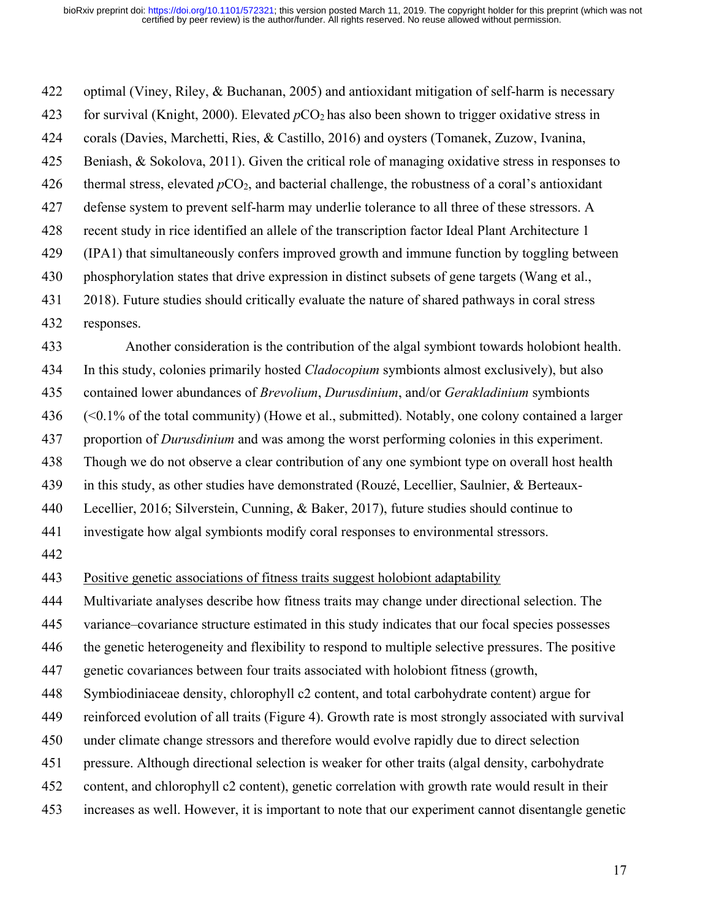optimal (Viney, Riley, & Buchanan, 2005) and antioxidant mitigation of self-harm is necessary for survival (Knight, 2000). Elevated $pCO_2$ has also been shown to trigger oxidative stress in corals (Davies, Marchetti, Ries, & Castillo, 2016) and oysters (Tomanek, Zuzow, Ivanina, Beniash, & Sokolova, 2011). Given the critical role of managing oxidative stress in responses to thermal stress, elevated $pCO_2$, and bacterial challenge, the robustness of a coral's antioxidant defense system to prevent self-harm may underlie tolerance to all three of these stressors. A recent study in rice identified an allele of the transcription factor Ideal Plant Architecture 1 (IPA1) that simultaneously confers improved growth and immune function by toggling between phosphorylation states that drive expression in distinct subsets of gene targets (Wang et al., 2018). Future studies should critically evaluate the nature of shared pathways in coral stress responses.

Another consideration is the contribution of the algal symbiont towards holobiont health. In this study, colonies primarily hosted *Cladocopium* symbionts almost exclusively), but also contained lower abundances of *Brevolium*, *Durusdinium*, and/or *Gerakladinium* symbionts (<0.1% of the total community) (Howe et al., submitted). Notably, one colony contained a larger proportion of *Durusdinium* and was among the worst performing colonies in this experiment. Though we do not observe a clear contribution of any one symbiont type on overall host health in this study, as other studies have demonstrated (Rouzé, Lecellier, Saulnier, & Berteaux-Lecellier, 2016; Silverstein, Cunning, & Baker, 2017), future studies should continue to investigate how algal symbionts modify coral responses to environmental stressors.

Positive genetic associations of fitness traits suggest holobiont adaptability

Multivariate analyses describe how fitness traits may change under directional selection. The variance–covariance structure estimated in this study indicates that our focal species possesses the genetic heterogeneity and flexibility to respond to multiple selective pressures. The positive genetic covariances between four traits associated with holobiont fitness (growth, Symbiodiniaceae density, chlorophyll c2 content, and total carbohydrate content) argue for reinforced evolution of all traits (Figure 4). Growth rate is most strongly associated with survival under climate change stressors and therefore would evolve rapidly due to direct selection pressure. Although directional selection is weaker for other traits (algal density, carbohydrate content, and chlorophyll c2 content), genetic correlation with growth rate would result in their increases as well. However, it is important to note that our experiment cannot disentangle genetic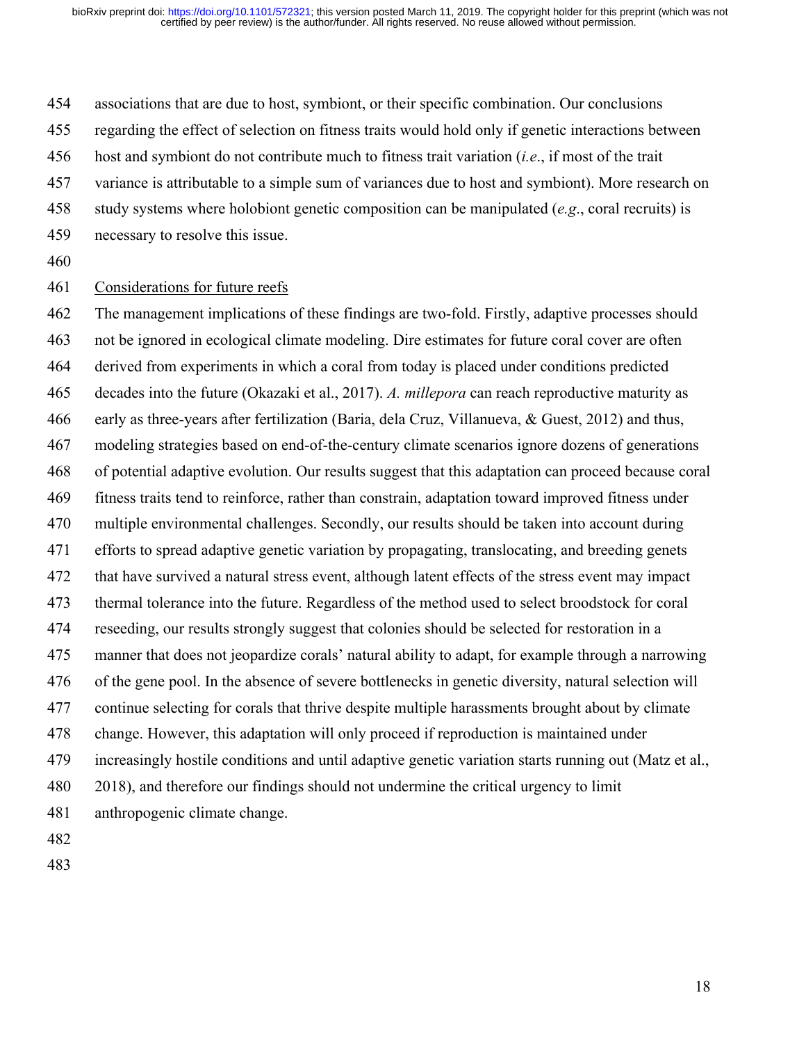associations that are due to host, symbiont, or their specific combination. Our conclusions regarding the effect of selection on fitness traits would hold only if genetic interactions between host and symbiont do not contribute much to fitness trait variation (*i.e*., if most of the trait variance is attributable to a simple sum of variances due to host and symbiont). More research on study systems where holobiont genetic composition can be manipulated (*e.g*., coral recruits) is necessary to resolve this issue.

<u>Considerations for future reefs</u>

The management implications of these findings are two-fold. Firstly, adaptive processes should not be ignored in ecological climate modeling. Dire estimates for future coral cover are often derived from experiments in which a coral from today is placed under conditions predicted decades into the future (Okazaki et al., 2017). *A. millepora* can reach reproductive maturity as early as three-years after fertilization (Baria, dela Cruz, Villanueva, & Guest, 2012) and thus, modeling strategies based on end-of-the-century climate scenarios ignore dozens of generations of potential adaptive evolution. Our results suggest that this adaptation can proceed because coral fitness traits tend to reinforce, rather than constrain, adaptation toward improved fitness under multiple environmental challenges. Secondly, our results should be taken into account during efforts to spread adaptive genetic variation by propagating, translocating, and breeding genets that have survived a natural stress event, although latent effects of the stress event may impact thermal tolerance into the future. Regardless of the method used to select broodstock for coral reseeding, our results strongly suggest that colonies should be selected for restoration in a manner that does not jeopardize corals' natural ability to adapt, for example through a narrowing of the gene pool. In the absence of severe bottlenecks in genetic diversity, natural selection will continue selecting for corals that thrive despite multiple harassments brought about by climate change. However, this adaptation will only proceed if reproduction is maintained under increasingly hostile conditions and until adaptive genetic variation starts running out (Matz et al., 2018), and therefore our findings should not undermine the critical urgency to limit anthropogenic climate change.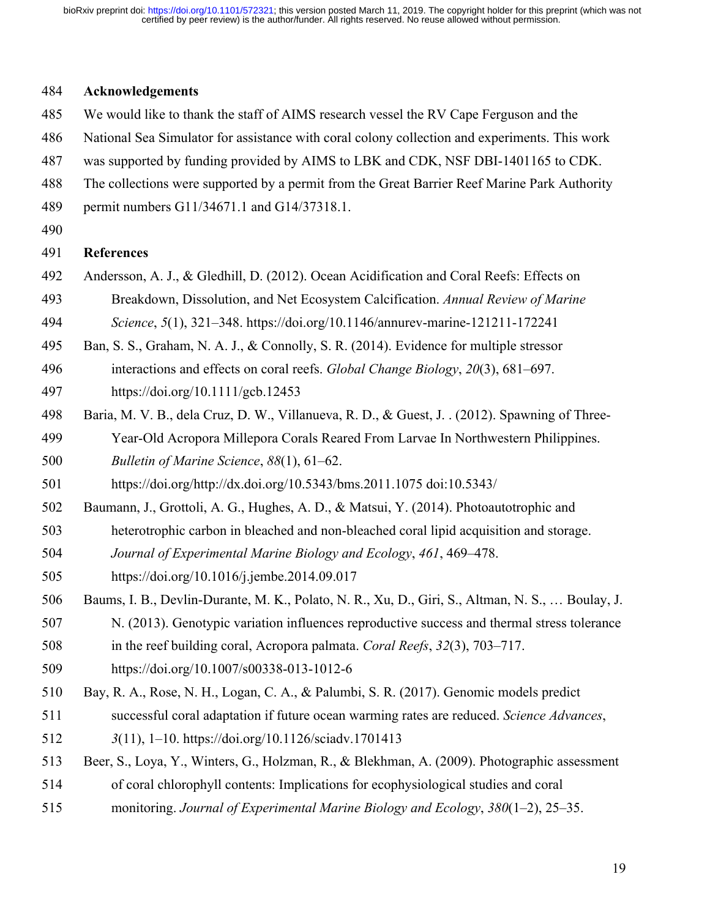## Acknowledgements

We would like to thank the staff of AIMS research vessel the RV Cape Ferguson and the National Sea Simulator for assistance with coral colony collection and experiments. This work was supported by funding provided by AIMS to LBK and CDK, NSF DBI-1401165 to CDK. The collections were supported by a permit from the Great Barrier Reef Marine Park Authority permit numbers G11/34671.1 and G14/37318.1.

## References

Andersson, A. J., & Gledhill, D. (2012). Ocean Acidification and Coral Reefs: Effects on Breakdown, Dissolution, and Net Ecosystem Calcification. *Annual Review of Marine Science*, *5*(1), 321–348. https://doi.org/10.1146/annurev-marine-121211-172241

Ban, S. S., Graham, N. A. J., & Connolly, S. R. (2014). Evidence for multiple stressor interactions and effects on coral reefs. *Global Change Biology*, *20*(3), 681–697. https://doi.org/10.1111/gcb.12453

Baria, M. V. B., dela Cruz, D. W., Villanueva, R. D., & Guest, J. . (2012). Spawning of Three-Year-Old Acropora Millepora Corals Reared From Larvae In Northwestern Philippines. *Bulletin of Marine Science*, *88*(1), 61–62. https://doi.org/http://dx.doi.org/10.5343/bms.2011.1075 doi:10.5343/

Baumann, J., Grottoli, A. G., Hughes, A. D., & Matsui, Y. (2014). Photoautotrophic and heterotrophic carbon in bleached and non-bleached coral lipid acquisition and storage. *Journal of Experimental Marine Biology and Ecology*, *461*, 469–478. https://doi.org/10.1016/j.jembe.2014.09.017

Baums, I. B., Devlin-Durante, M. K., Polato, N. R., Xu, D., Giri, S., Altman, N. S., … Boulay, J. N. (2013). Genotypic variation influences reproductive success and thermal stress tolerance in the reef building coral, Acropora palmata. *Coral Reefs*, *32*(3), 703–717. https://doi.org/10.1007/s00338-013-1012-6

Bay, R. A., Rose, N. H., Logan, C. A., & Palumbi, S. R. (2017). Genomic models predict successful coral adaptation if future ocean warming rates are reduced. *Science Advances*, *3*(11), 1–10. https://doi.org/10.1126/sciadv.1701413

Beer, S., Loya, Y., Winters, G., Holzman, R., & Blekhman, A. (2009). Photographic assessment of coral chlorophyll contents: Implications for ecophysiological studies and coral monitoring. *Journal of Experimental Marine Biology and Ecology*, *380*(1–2), 25–35.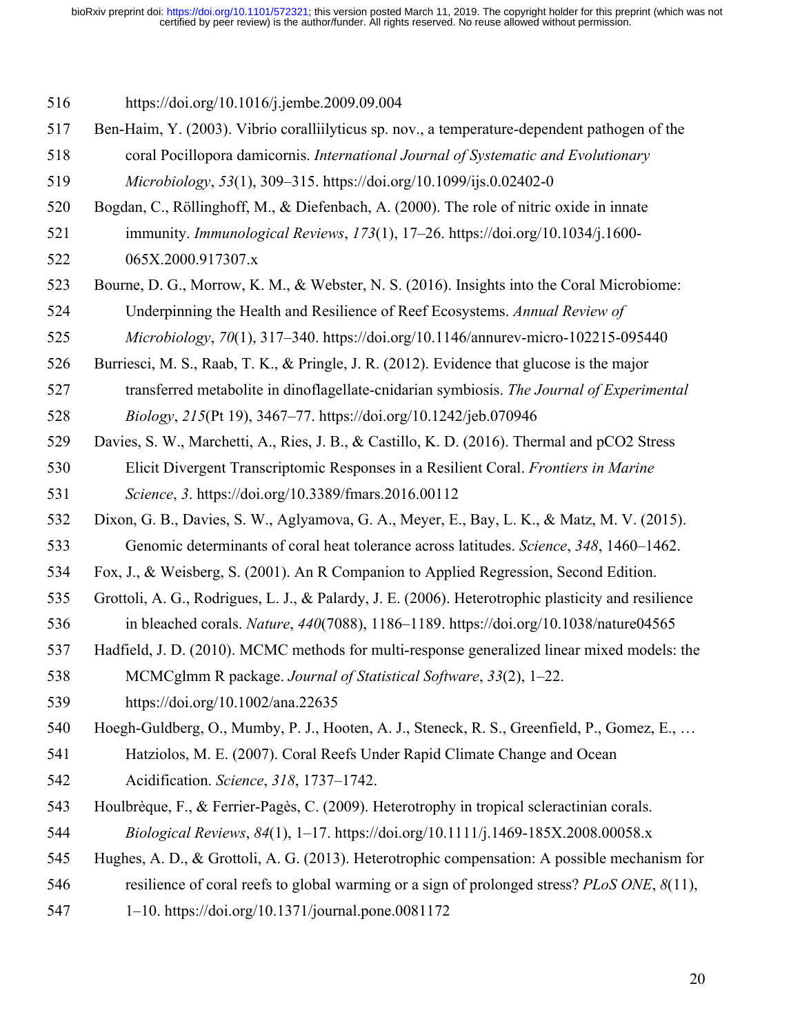https://doi.org/10.1016/j.jembe.2009.09.004

Ben-Haim, Y. (2003). Vibrio coralliilyticus sp. nov., a temperature-dependent pathogen of the coral Pocillopora damicornis. *International Journal of Systematic and Evolutionary Microbiology*, *53*(1), 309–315. https://doi.org/10.1099/ijs.0.02402-0

Bogdan, C., Röllinghoff, M., & Diefenbach, A. (2000). The role of nitric oxide in innate immunity. *Immunological Reviews*, *173*(1), 17–26. https://doi.org/10.1034/j.1600-065X.2000.917307.x

Bourne, D. G., Morrow, K. M., & Webster, N. S. (2016). Insights into the Coral Microbiome: Underpinning the Health and Resilience of Reef Ecosystems. *Annual Review of Microbiology*, *70*(1), 317–340. https://doi.org/10.1146/annurev-micro-102215-095440

Burriesci, M. S., Raab, T. K., & Pringle, J. R. (2012). Evidence that glucose is the major transferred metabolite in dinoflagellate-cnidarian symbiosis. *The Journal of Experimental Biology*, *215*(Pt 19), 3467–77. https://doi.org/10.1242/jeb.070946

Davies, S. W., Marchetti, A., Ries, J. B., & Castillo, K. D. (2016). Thermal and pCO2 Stress Elicit Divergent Transcriptomic Responses in a Resilient Coral. *Frontiers in Marine Science*, *3*. https://doi.org/10.3389/fmars.2016.00112

Dixon, G. B., Davies, S. W., Aglyamova, G. A., Meyer, E., Bay, L. K., & Matz, M. V. (2015). Genomic determinants of coral heat tolerance across latitudes. *Science*, *348*, 1460–1462.

Fox, J., & Weisberg, S. (2001). An R Companion to Applied Regression, Second Edition.

Grottoli, A. G., Rodrigues, L. J., & Palardy, J. E. (2006). Heterotrophic plasticity and resilience in bleached corals. *Nature*, *440*(7088), 1186–1189. https://doi.org/10.1038/nature04565

Hadfield, J. D. (2010). MCMC methods for multi-response generalized linear mixed models: the MCMCglmm R package. *Journal of Statistical Software*, *33*(2), 1–22. https://doi.org/10.1002/ana.22635

Hoegh-Guldberg, O., Mumby, P. J., Hooten, A. J., Steneck, R. S., Greenfield, P., Gomez, E., … Hatziolos, M. E. (2007). Coral Reefs Under Rapid Climate Change and Ocean Acidification. *Science*, *318*, 1737–1742.

Houlbrèque, F., & Ferrier-Pagès, C. (2009). Heterotrophy in tropical scleractinian corals. *Biological Reviews*, *84*(1), 1–17. https://doi.org/10.1111/j.1469-185X.2008.00058.x

Hughes, A. D., & Grottoli, A. G. (2013). Heterotrophic compensation: A possible mechanism for resilience of coral reefs to global warming or a sign of prolonged stress? *PLoS ONE*, *8*(11), 1–10. https://doi.org/10.1371/journal.pone.0081172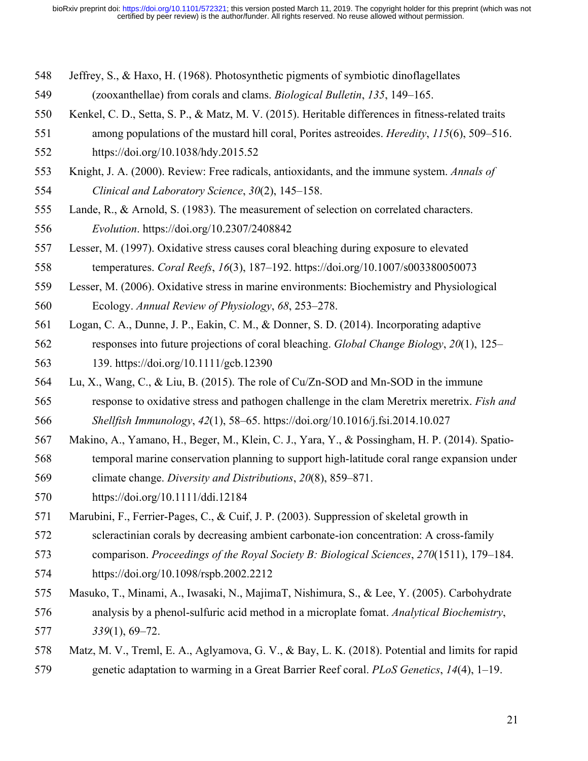Jeffrey, S., & Haxo, H. (1968). Photosynthetic pigments of symbiotic dinoflagellates (zooxanthellae) from corals and clams. *Biological Bulletin*, *135*, 149–165.

Kenkel, C. D., Setta, S. P., & Matz, M. V. (2015). Heritable differences in fitness-related traits among populations of the mustard hill coral, Porites astreoides. *Heredity*, *115*(6), 509–516. https://doi.org/10.1038/hdy.2015.52

Knight, J. A. (2000). Review: Free radicals, antioxidants, and the immune system. *Annals of Clinical and Laboratory Science*, *30*(2), 145–158.

Lande, R., & Arnold, S. (1983). The measurement of selection on correlated characters. *Evolution*. https://doi.org/10.2307/2408842

Lesser, M. (1997). Oxidative stress causes coral bleaching during exposure to elevated temperatures. *Coral Reefs*, *16*(3), 187–192. https://doi.org/10.1007/s003380050073

Lesser, M. (2006). Oxidative stress in marine environments: Biochemistry and Physiological Ecology. *Annual Review of Physiology*, *68*, 253–278.

Logan, C. A., Dunne, J. P., Eakin, C. M., & Donner, S. D. (2014). Incorporating adaptive responses into future projections of coral bleaching. *Global Change Biology*, *20*(1), 125–139. https://doi.org/10.1111/gcb.12390

Lu, X., Wang, C., & Liu, B. (2015). The role of Cu/Zn-SOD and Mn-SOD in the immune response to oxidative stress and pathogen challenge in the clam Meretrix meretrix. *Fish and Shellfish Immunology*, *42*(1), 58–65. https://doi.org/10.1016/j.fsi.2014.10.027

Makino, A., Yamano, H., Beger, M., Klein, C. J., Yara, Y., & Possingham, H. P. (2014). Spatio-temporal marine conservation planning to support high-latitude coral range expansion under climate change. *Diversity and Distributions*, *20*(8), 859–871. https://doi.org/10.1111/ddi.12184

Marubini, F., Ferrier-Pages, C., & Cuif, J. P. (2003). Suppression of skeletal growth in scleractinian corals by decreasing ambient carbonate-ion concentration: A cross-family comparison. *Proceedings of the Royal Society B: Biological Sciences*, *270*(1511), 179–184. https://doi.org/10.1098/rspb.2002.2212

Masuko, T., Minami, A., Iwasaki, N., MajimaT, Nishimura, S., & Lee, Y. (2005). Carbohydrate analysis by a phenol-sulfuric acid method in a microplate fomat. *Analytical Biochemistry*, *339*(1), 69–72.

Matz, M. V., Treml, E. A., Aglyamova, G. V., & Bay, L. K. (2018). Potential and limits for rapid genetic adaptation to warming in a Great Barrier Reef coral. *PLoS Genetics*, *14*(4), 1–19.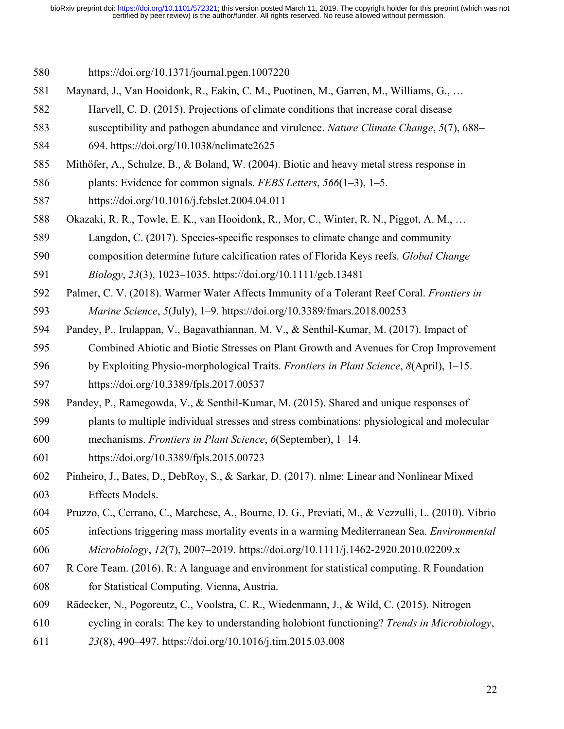https://doi.org/10.1371/journal.pgen.1007220

Maynard, J., Van Hooidonk, R., Eakin, C. M., Puotinen, M., Garren, M., Williams, G., … Harvell, C. D. (2015). Projections of climate conditions that increase coral disease susceptibility and pathogen abundance and virulence. *Nature Climate Change*, *5*(7), 688–694. https://doi.org/10.1038/nclimate2625

Mithöfer, A., Schulze, B., & Boland, W. (2004). Biotic and heavy metal stress response in plants: Evidence for common signals. *FEBS Letters*, *566*(1–3), 1–5. https://doi.org/10.1016/j.febslet.2004.04.011

Okazaki, R. R., Towle, E. K., van Hooidonk, R., Mor, C., Winter, R. N., Piggot, A. M., … Langdon, C. (2017). Species-specific responses to climate change and community composition determine future calcification rates of Florida Keys reefs. *Global Change Biology*, *23*(3), 1023–1035. https://doi.org/10.1111/gcb.13481

Palmer, C. V. (2018). Warmer Water Affects Immunity of a Tolerant Reef Coral. *Frontiers in Marine Science*, *5*(July), 1–9. https://doi.org/10.3389/fmars.2018.00253

Pandey, P., Irulappan, V., Bagavathiannan, M. V., & Senthil-Kumar, M. (2017). Impact of Combined Abiotic and Biotic Stresses on Plant Growth and Avenues for Crop Improvement by Exploiting Physio-morphological Traits. *Frontiers in Plant Science*, *8*(April), 1–15. https://doi.org/10.3389/fpls.2017.00537

Pandey, P., Ramegowda, V., & Senthil-Kumar, M. (2015). Shared and unique responses of plants to multiple individual stresses and stress combinations: physiological and molecular mechanisms. *Frontiers in Plant Science*, *6*(September), 1–14. https://doi.org/10.3389/fpls.2015.00723

Pinheiro, J., Bates, D., DebRoy, S., & Sarkar, D. (2017). nlme: Linear and Nonlinear Mixed Effects Models.

Pruzzo, C., Cerrano, C., Marchese, A., Bourne, D. G., Previati, M., & Vezzulli, L. (2010). Vibrio infections triggering mass mortality events in a warming Mediterranean Sea. *Environmental Microbiology*, *12*(7), 2007–2019. https://doi.org/10.1111/j.1462-2920.2010.02209.x

R Core Team. (2016). R: A language and environment for statistical computing. R Foundation for Statistical Computing, Vienna, Austria.

Rädecker, N., Pogoreutz, C., Voolstra, C. R., Wiedenmann, J., & Wild, C. (2015). Nitrogen cycling in corals: The key to understanding holobiont functioning? *Trends in Microbiology*, *23*(8), 490–497. https://doi.org/10.1016/j.tim.2015.03.008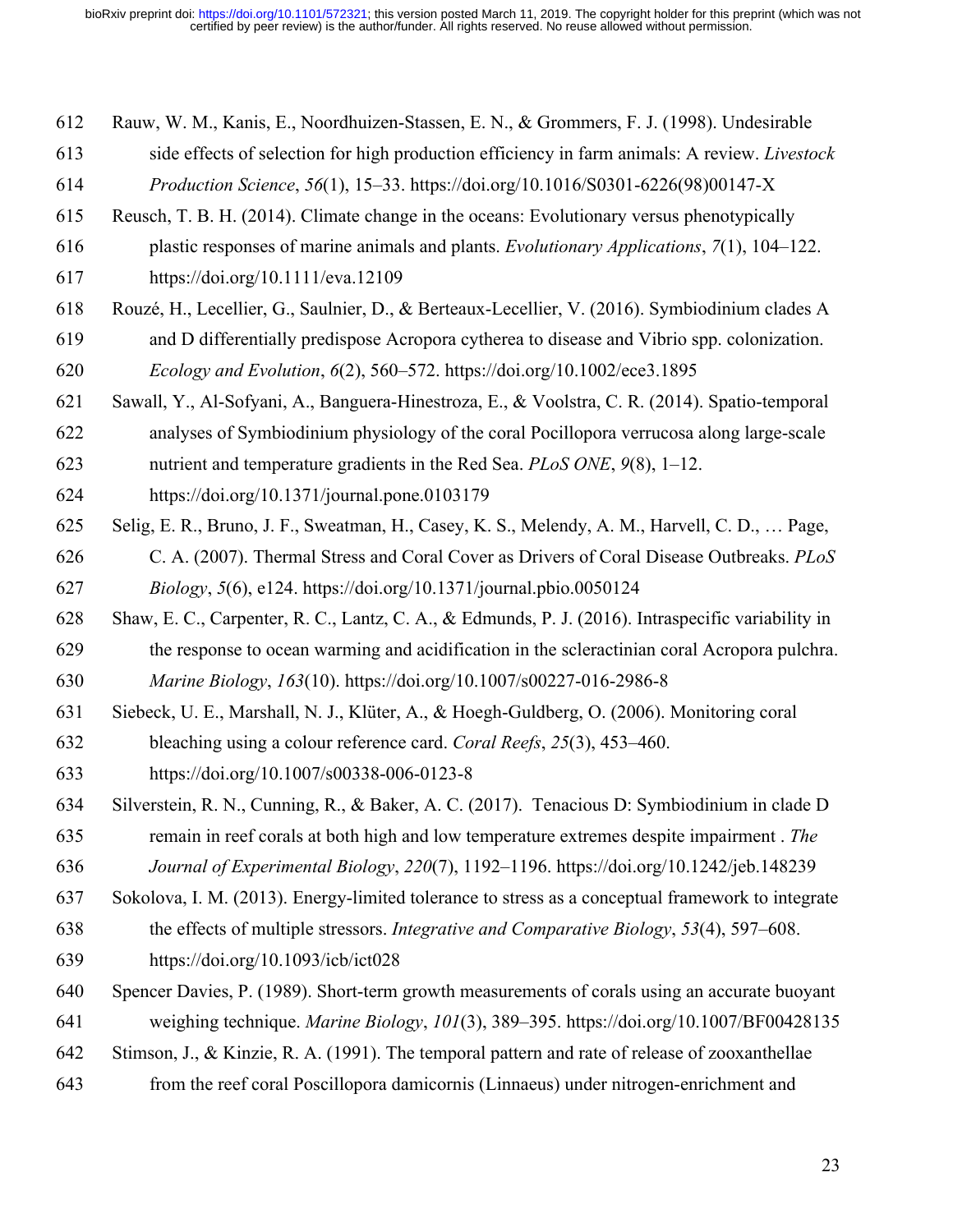Rauw, W. M., Kanis, E., Noordhuizen-Stassen, E. N., & Grommers, F. J. (1998). Undesirable side effects of selection for high production efficiency in farm animals: A review. *Livestock Production Science*, *56*(1), 15–33. https://doi.org/10.1016/S0301-6226(98)00147-X

Reusch, T. B. H. (2014). Climate change in the oceans: Evolutionary versus phenotypically plastic responses of marine animals and plants. *Evolutionary Applications*, *7*(1), 104–122. https://doi.org/10.1111/eva.12109

Rouzé, H., Lecellier, G., Saulnier, D., & Berteaux-Lecellier, V. (2016). Symbiodinium clades A and D differentially predispose Acropora cytherea to disease and Vibrio spp. colonization. *Ecology and Evolution*, *6*(2), 560–572. https://doi.org/10.1002/ece3.1895

Sawall, Y., Al-Sofyani, A., Banguera-Hinestroza, E., & Voolstra, C. R. (2014). Spatio-temporal analyses of Symbiodinium physiology of the coral Pocillopora verrucosa along large-scale nutrient and temperature gradients in the Red Sea. *PLoS ONE*, *9*(8), 1–12. https://doi.org/10.1371/journal.pone.0103179

Selig, E. R., Bruno, J. F., Sweatman, H., Casey, K. S., Melendy, A. M., Harvell, C. D., … Page, C. A. (2007). Thermal Stress and Coral Cover as Drivers of Coral Disease Outbreaks. *PLoS Biology*, *5*(6), e124. https://doi.org/10.1371/journal.pbio.0050124

Shaw, E. C., Carpenter, R. C., Lantz, C. A., & Edmunds, P. J. (2016). Intraspecific variability in the response to ocean warming and acidification in the scleractinian coral Acropora pulchra. *Marine Biology*, *163*(10). https://doi.org/10.1007/s00227-016-2986-8

Siebeck, U. E., Marshall, N. J., Klüter, A., & Hoegh-Guldberg, O. (2006). Monitoring coral bleaching using a colour reference card. *Coral Reefs*, *25*(3), 453–460. https://doi.org/10.1007/s00338-006-0123-8

Silverstein, R. N., Cunning, R., & Baker, A. C. (2017). Tenacious D: Symbiodinium in clade D remain in reef corals at both high and low temperature extremes despite impairment . *The Journal of Experimental Biology*, *220*(7), 1192–1196. https://doi.org/10.1242/jeb.148239

Sokolova, I. M. (2013). Energy-limited tolerance to stress as a conceptual framework to integrate the effects of multiple stressors. *Integrative and Comparative Biology*, *53*(4), 597–608. https://doi.org/10.1093/icb/ict028

Spencer Davies, P. (1989). Short-term growth measurements of corals using an accurate buoyant weighing technique. *Marine Biology*, *101*(3), 389–395. https://doi.org/10.1007/BF00428135

Stimson, J., & Kinzie, R. A. (1991). The temporal pattern and rate of release of zooxanthellae from the reef coral Poscillopora damicornis (Linnaeus) under nitrogen-enrichment and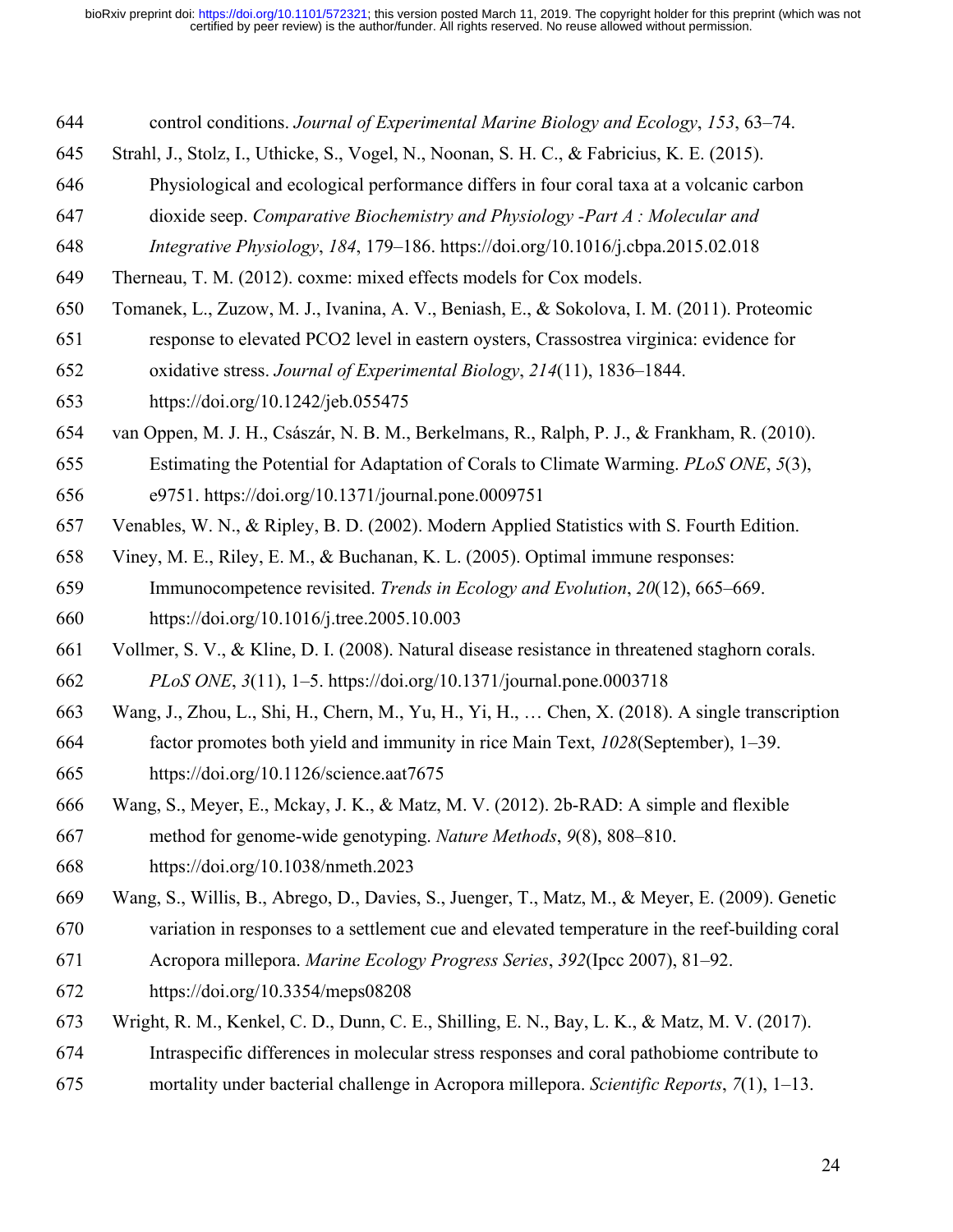control conditions. *Journal of Experimental Marine Biology and Ecology*, *153*, 63–74.

Strahl, J., Stolz, I., Uthicke, S., Vogel, N., Noonan, S. H. C., & Fabricius, K. E. (2015). Physiological and ecological performance differs in four coral taxa at a volcanic carbon dioxide seep. *Comparative Biochemistry and Physiology -Part A : Molecular and Integrative Physiology*, *184*, 179–186. https://doi.org/10.1016/j.cbpa.2015.02.018

Therneau, T. M. (2012). coxme: mixed effects models for Cox models.

Tomanek, L., Zuzow, M. J., Ivanina, A. V., Beniash, E., & Sokolova, I. M. (2011). Proteomic response to elevated PCO2 level in eastern oysters, Crassostrea virginica: evidence for oxidative stress. *Journal of Experimental Biology*, *214*(11), 1836–1844. https://doi.org/10.1242/jeb.055475

van Oppen, M. J. H., Császár, N. B. M., Berkelmans, R., Ralph, P. J., & Frankham, R. (2010). Estimating the Potential for Adaptation of Corals to Climate Warming. *PLoS ONE*, *5*(3), e9751. https://doi.org/10.1371/journal.pone.0009751

Venables, W. N., & Ripley, B. D. (2002). Modern Applied Statistics with S. Fourth Edition.

Viney, M. E., Riley, E. M., & Buchanan, K. L. (2005). Optimal immune responses: Immunocompetence revisited. *Trends in Ecology and Evolution*, *20*(12), 665–669. https://doi.org/10.1016/j.tree.2005.10.003

Vollmer, S. V., & Kline, D. I. (2008). Natural disease resistance in threatened staghorn corals. *PLoS ONE*, *3*(11), 1–5. https://doi.org/10.1371/journal.pone.0003718

Wang, J., Zhou, L., Shi, H., Chern, M., Yu, H., Yi, H., … Chen, X. (2018). A single transcription factor promotes both yield and immunity in rice Main Text, *1028*(September), 1–39. https://doi.org/10.1126/science.aat7675

Wang, S., Meyer, E., Mckay, J. K., & Matz, M. V. (2012). 2b-RAD: A simple and flexible method for genome-wide genotyping. *Nature Methods*, *9*(8), 808–810. https://doi.org/10.1038/nmeth.2023

Wang, S., Willis, B., Abrego, D., Davies, S., Juenger, T., Matz, M., & Meyer, E. (2009). Genetic variation in responses to a settlement cue and elevated temperature in the reef-building coral Acropora millepora. *Marine Ecology Progress Series*, *392*(Ipcc 2007), 81–92. https://doi.org/10.3354/meps08208

Wright, R. M., Kenkel, C. D., Dunn, C. E., Shilling, E. N., Bay, L. K., & Matz, M. V. (2017). Intraspecific differences in molecular stress responses and coral pathobiome contribute to mortality under bacterial challenge in Acropora millepora. *Scientific Reports*, *7*(1), 1–13.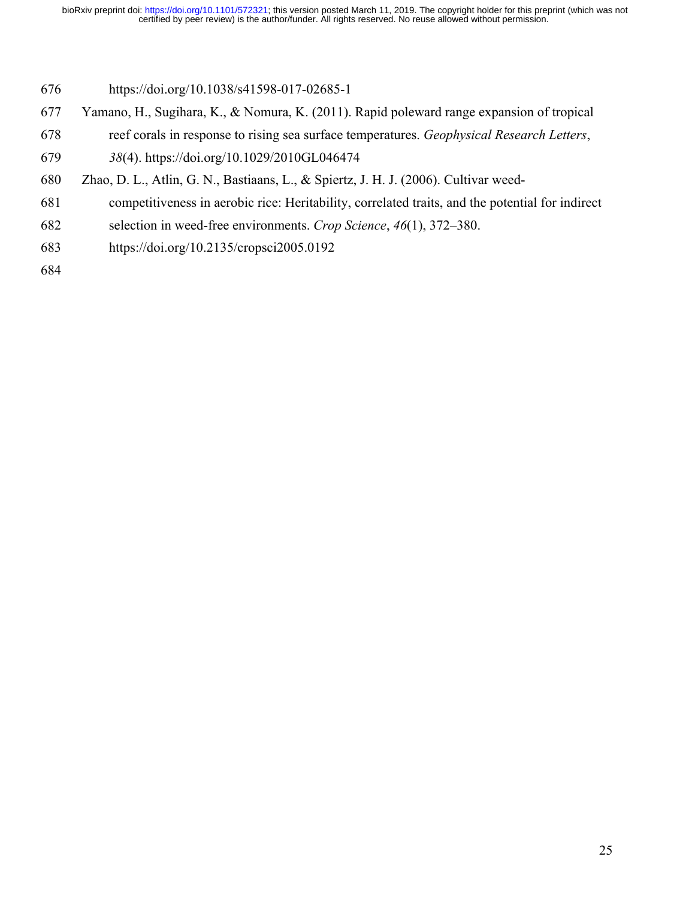https://doi.org/10.1038/s41598-017-02685-1

Yamano, H., Sugihara, K., & Nomura, K. (2011). Rapid poleward range expansion of tropical reef corals in response to rising sea surface temperatures. *Geophysical Research Letters*, *38*(4). https://doi.org/10.1029/2010GL046474

Zhao, D. L., Atlin, G. N., Bastiaans, L., & Spiertz, J. H. J. (2006). Cultivar weed-competitiveness in aerobic rice: Heritability, correlated traits, and the potential for indirect selection in weed-free environments. *Crop Science*, *46*(1), 372–380. https://doi.org/10.2135/cropsci2005.0192